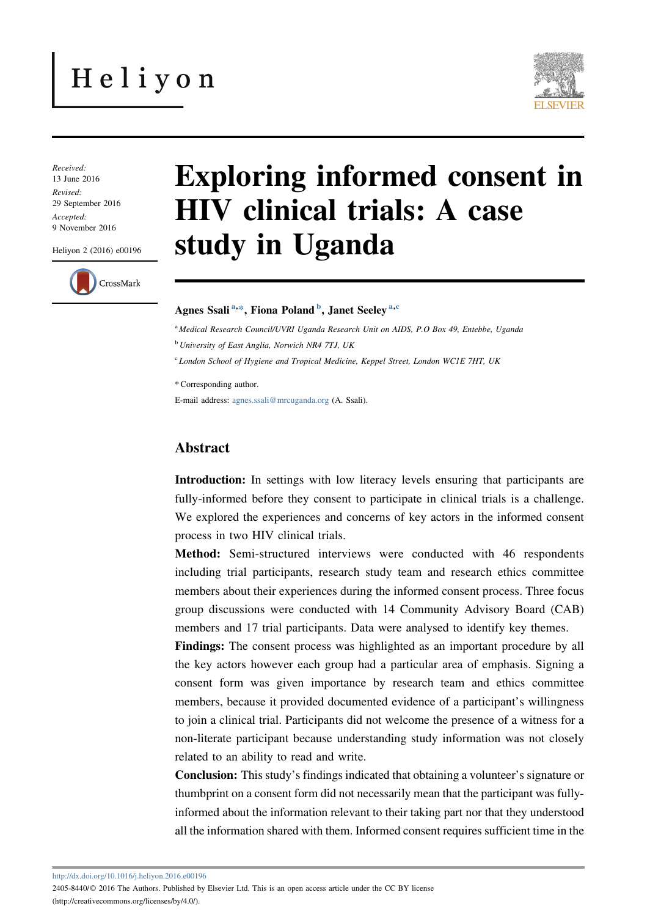Heliyon

Received:
13 June 2016
Revised:
29 September 2016
Accepted:
9 November 2016

Heliyon 2 (2016) e00196

# Exploring informed consent in HIV clinical trials: A case study in Uganda

Agnes Ssali [a,*], Fiona Poland [b], Janet Seeley [a,c]

[a] *Medical Research Council/UVRI Uganda Research Unit on AIDS, P.O Box 49, Entebbe, Uganda*

[b] *University of East Anglia, Norwich NR4 7TJ, UK*

[c] *London School of Hygiene and Tropical Medicine, Keppel Street, London WC1E 7HT, UK*

* Corresponding author.

E-mail address: agnes.ssali@mrcuganda.org (A. Ssali).

## Abstract

**Introduction:** In settings with low literacy levels ensuring that participants are fully-informed before they consent to participate in clinical trials is a challenge. We explored the experiences and concerns of key actors in the informed consent process in two HIV clinical trials.

**Method:** Semi-structured interviews were conducted with 46 respondents including trial participants, research study team and research ethics committee members about their experiences during the informed consent process. Three focus group discussions were conducted with 14 Community Advisory Board (CAB) members and 17 trial participants. Data were analysed to identify key themes.

**Findings:** The consent process was highlighted as an important procedure by all the key actors however each group had a particular area of emphasis. Signing a consent form was given importance by research team and ethics committee members, because it provided documented evidence of a participant's willingness to join a clinical trial. Participants did not welcome the presence of a witness for a non-literate participant because understanding study information was not closely related to an ability to read and write.

**Conclusion:** This study's findings indicated that obtaining a volunteer's signature or thumbprint on a consent form did not necessarily mean that the participant was fully-informed about the information relevant to their taking part nor that they understood all the information shared with them. Informed consent requires sufficient time in the

http://dx.doi.org/10.1016/j.heliyon.2016.e00196

2405-8440/© 2016 The Authors. Published by Elsevier Ltd. This is an open access article under the CC BY license (http://creativecommons.org/licenses/by/4.0/).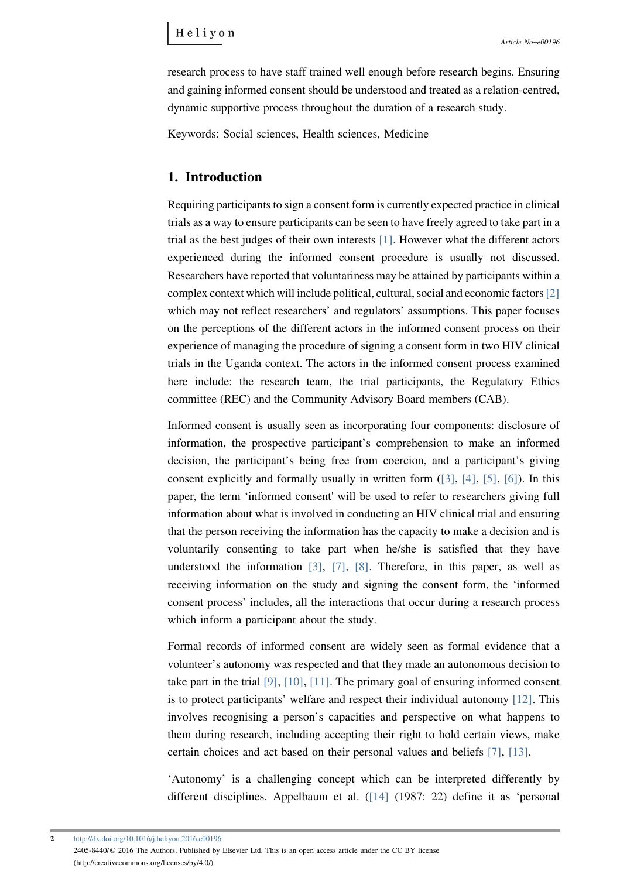research process to have staff trained well enough before research begins. Ensuring and gaining informed consent should be understood and treated as a relation-centred, dynamic supportive process throughout the duration of a research study.

Keywords: Social sciences, Health sciences, Medicine

## 1. Introduction

Requiring participants to sign a consent form is currently expected practice in clinical trials as a way to ensure participants can be seen to have freely agreed to take part in a trial as the best judges of their own interests [1]. However what the different actors experienced during the informed consent procedure is usually not discussed. Researchers have reported that voluntariness may be attained by participants within a complex context which will include political, cultural, social and economic factors [2] which may not reflect researchers' and regulators' assumptions. This paper focuses on the perceptions of the different actors in the informed consent process on their experience of managing the procedure of signing a consent form in two HIV clinical trials in the Uganda context. The actors in the informed consent process examined here include: the research team, the trial participants, the Regulatory Ethics committee (REC) and the Community Advisory Board members (CAB).

Informed consent is usually seen as incorporating four components: disclosure of information, the prospective participant's comprehension to make an informed decision, the participant's being free from coercion, and a participant's giving consent explicitly and formally usually in written form ([3], [4], [5], [6]). In this paper, the term 'informed consent' will be used to refer to researchers giving full information about what is involved in conducting an HIV clinical trial and ensuring that the person receiving the information has the capacity to make a decision and is voluntarily consenting to take part when he/she is satisfied that they have understood the information [3], [7], [8]. Therefore, in this paper, as well as receiving information on the study and signing the consent form, the 'informed consent process' includes, all the interactions that occur during a research process which inform a participant about the study.

Formal records of informed consent are widely seen as formal evidence that a volunteer's autonomy was respected and that they made an autonomous decision to take part in the trial [9], [10], [11]. The primary goal of ensuring informed consent is to protect participants' welfare and respect their individual autonomy [12]. This involves recognising a person's capacities and perspective on what happens to them during research, including accepting their right to hold certain views, make certain choices and act based on their personal values and beliefs [7], [13].

'Autonomy' is a challenging concept which can be interpreted differently by different disciplines. Appelbaum et al. ([14] (1987: 22) define it as 'personal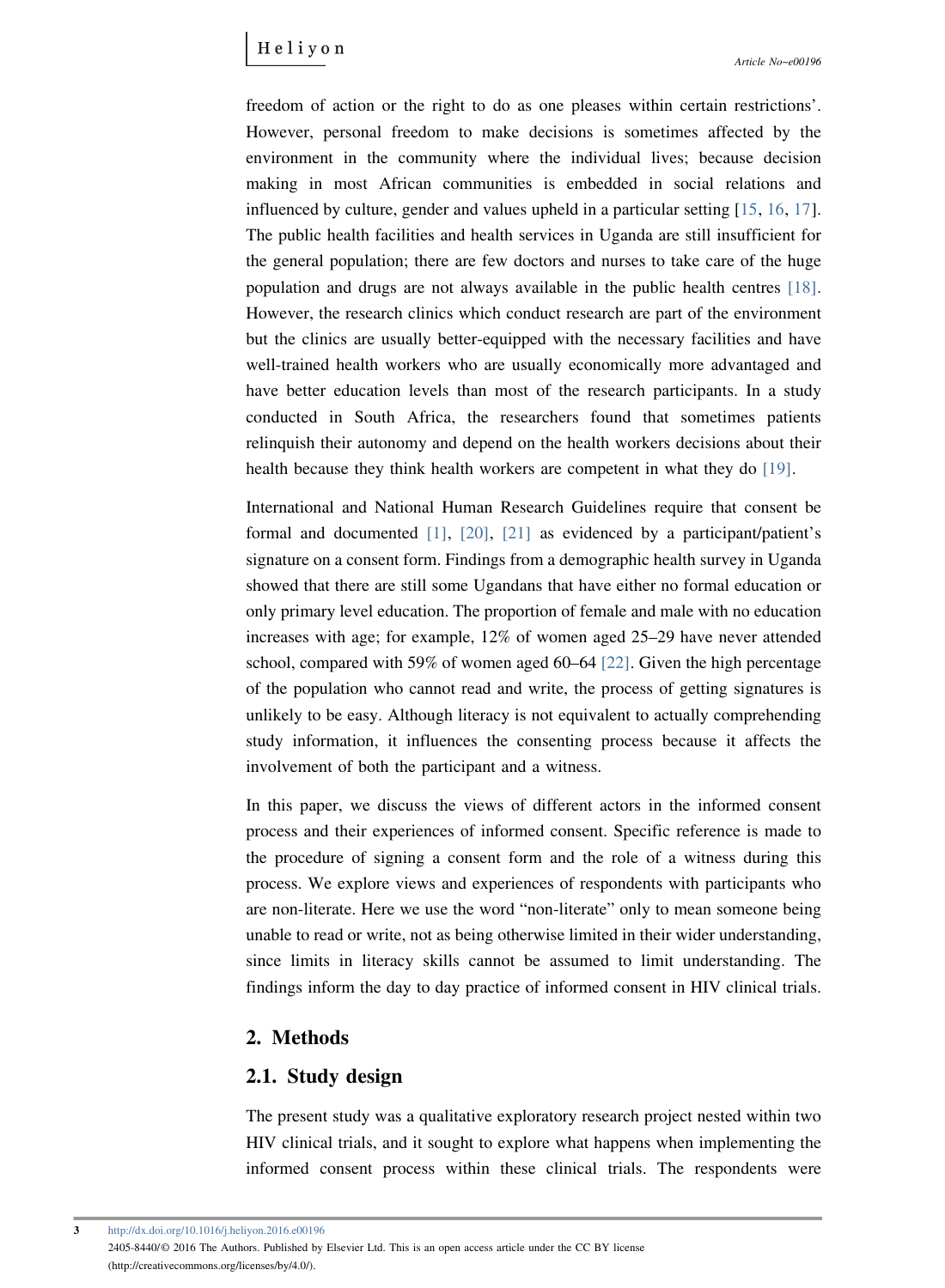freedom of action or the right to do as one pleases within certain restrictions'. However, personal freedom to make decisions is sometimes affected by the environment in the community where the individual lives; because decision making in most African communities is embedded in social relations and influenced by culture, gender and values upheld in a particular setting [15, 16, 17]. The public health facilities and health services in Uganda are still insufficient for the general population; there are few doctors and nurses to take care of the huge population and drugs are not always available in the public health centres [18]. However, the research clinics which conduct research are part of the environment but the clinics are usually better-equipped with the necessary facilities and have well-trained health workers who are usually economically more advantaged and have better education levels than most of the research participants. In a study conducted in South Africa, the researchers found that sometimes patients relinquish their autonomy and depend on the health workers decisions about their health because they think health workers are competent in what they do [19].

International and National Human Research Guidelines require that consent be formal and documented [1], [20], [21] as evidenced by a participant/patient's signature on a consent form. Findings from a demographic health survey in Uganda showed that there are still some Ugandans that have either no formal education or only primary level education. The proportion of female and male with no education increases with age; for example, 12% of women aged 25–29 have never attended school, compared with 59% of women aged 60–64 [22]. Given the high percentage of the population who cannot read and write, the process of getting signatures is unlikely to be easy. Although literacy is not equivalent to actually comprehending study information, it influences the consenting process because it affects the involvement of both the participant and a witness.

In this paper, we discuss the views of different actors in the informed consent process and their experiences of informed consent. Specific reference is made to the procedure of signing a consent form and the role of a witness during this process. We explore views and experiences of respondents with participants who are non-literate. Here we use the word "non-literate" only to mean someone being unable to read or write, not as being otherwise limited in their wider understanding, since limits in literacy skills cannot be assumed to limit understanding. The findings inform the day to day practice of informed consent in HIV clinical trials.

## 2. Methods

### 2.1. Study design

The present study was a qualitative exploratory research project nested within two HIV clinical trials, and it sought to explore what happens when implementing the informed consent process within these clinical trials. The respondents were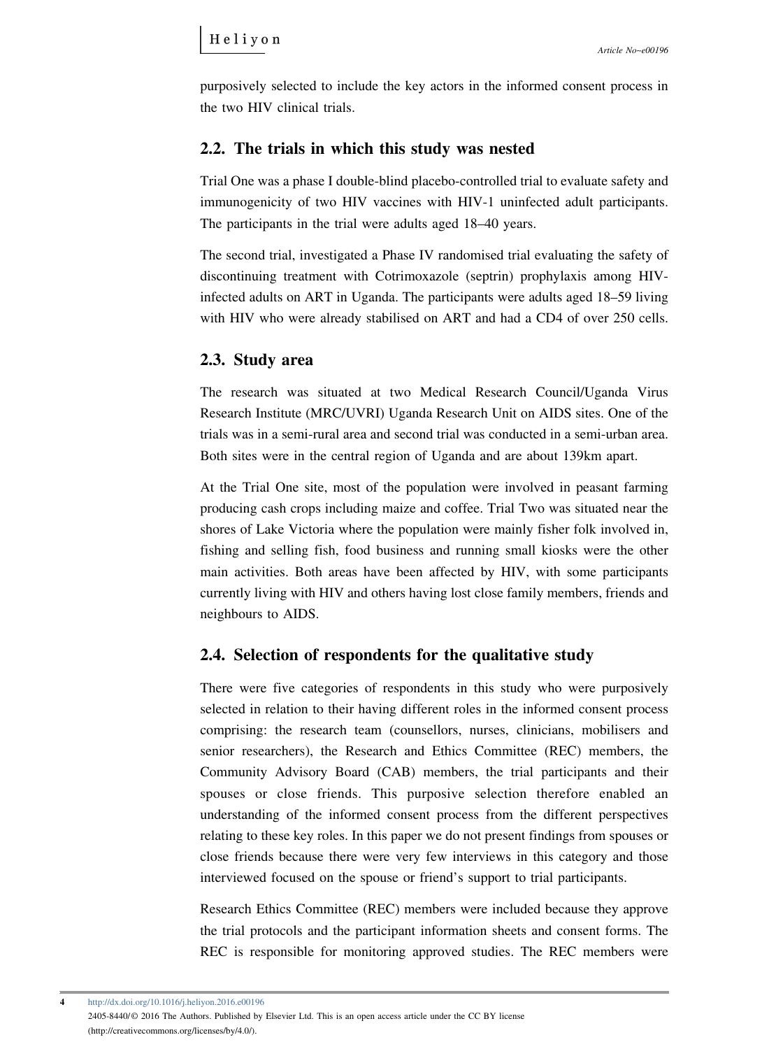purposively selected to include the key actors in the informed consent process in the two HIV clinical trials.

## 2.2. The trials in which this study was nested

Trial One was a phase I double-blind placebo-controlled trial to evaluate safety and immunogenicity of two HIV vaccines with HIV-1 uninfected adult participants. The participants in the trial were adults aged 18–40 years.

The second trial, investigated a Phase IV randomised trial evaluating the safety of discontinuing treatment with Cotrimoxazole (septrin) prophylaxis among HIV-infected adults on ART in Uganda. The participants were adults aged 18–59 living with HIV who were already stabilised on ART and had a CD4 of over 250 cells.

## 2.3. Study area

The research was situated at two Medical Research Council/Uganda Virus Research Institute (MRC/UVRI) Uganda Research Unit on AIDS sites. One of the trials was in a semi-rural area and second trial was conducted in a semi-urban area. Both sites were in the central region of Uganda and are about 139km apart.

At the Trial One site, most of the population were involved in peasant farming producing cash crops including maize and coffee. Trial Two was situated near the shores of Lake Victoria where the population were mainly fisher folk involved in, fishing and selling fish, food business and running small kiosks were the other main activities. Both areas have been affected by HIV, with some participants currently living with HIV and others having lost close family members, friends and neighbours to AIDS.

## 2.4. Selection of respondents for the qualitative study

There were five categories of respondents in this study who were purposively selected in relation to their having different roles in the informed consent process comprising: the research team (counsellors, nurses, clinicians, mobilisers and senior researchers), the Research and Ethics Committee (REC) members, the Community Advisory Board (CAB) members, the trial participants and their spouses or close friends. This purposive selection therefore enabled an understanding of the informed consent process from the different perspectives relating to these key roles. In this paper we do not present findings from spouses or close friends because there were very few interviews in this category and those interviewed focused on the spouse or friend's support to trial participants.

Research Ethics Committee (REC) members were included because they approve the trial protocols and the participant information sheets and consent forms. The REC is responsible for monitoring approved studies. The REC members were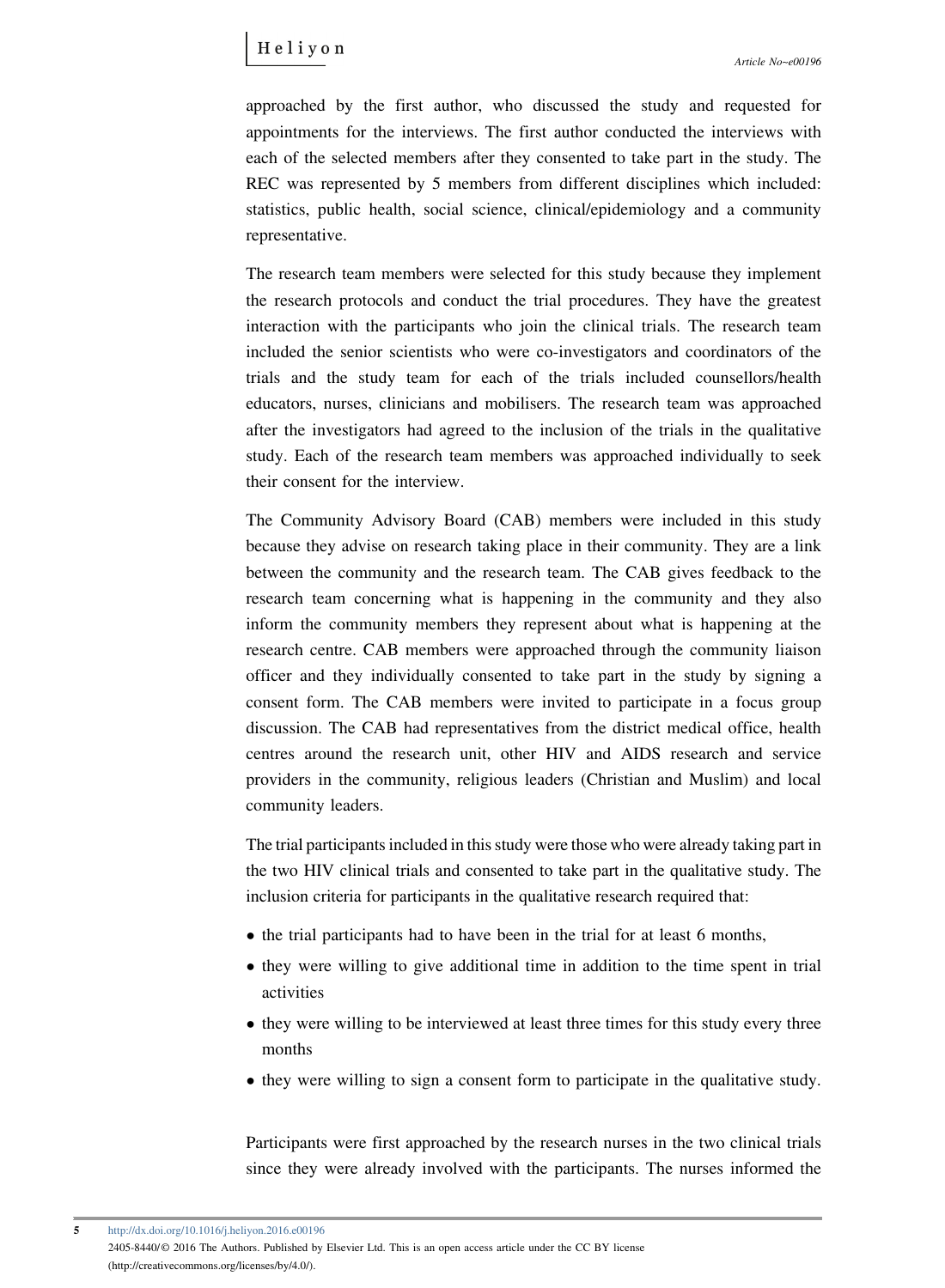approached by the first author, who discussed the study and requested for appointments for the interviews. The first author conducted the interviews with each of the selected members after they consented to take part in the study. The REC was represented by 5 members from different disciplines which included: statistics, public health, social science, clinical/epidemiology and a community representative.

The research team members were selected for this study because they implement the research protocols and conduct the trial procedures. They have the greatest interaction with the participants who join the clinical trials. The research team included the senior scientists who were co-investigators and coordinators of the trials and the study team for each of the trials included counsellors/health educators, nurses, clinicians and mobilisers. The research team was approached after the investigators had agreed to the inclusion of the trials in the qualitative study. Each of the research team members was approached individually to seek their consent for the interview.

The Community Advisory Board (CAB) members were included in this study because they advise on research taking place in their community. They are a link between the community and the research team. The CAB gives feedback to the research team concerning what is happening in the community and they also inform the community members they represent about what is happening at the research centre. CAB members were approached through the community liaison officer and they individually consented to take part in the study by signing a consent form. The CAB members were invited to participate in a focus group discussion. The CAB had representatives from the district medical office, health centres around the research unit, other HIV and AIDS research and service providers in the community, religious leaders (Christian and Muslim) and local community leaders.

The trial participants included in this study were those who were already taking part in the two HIV clinical trials and consented to take part in the qualitative study. The inclusion criteria for participants in the qualitative research required that:

- the trial participants had to have been in the trial for at least 6 months,
- they were willing to give additional time in addition to the time spent in trial activities
- they were willing to be interviewed at least three times for this study every three months
- they were willing to sign a consent form to participate in the qualitative study.

Participants were first approached by the research nurses in the two clinical trials since they were already involved with the participants. The nurses informed the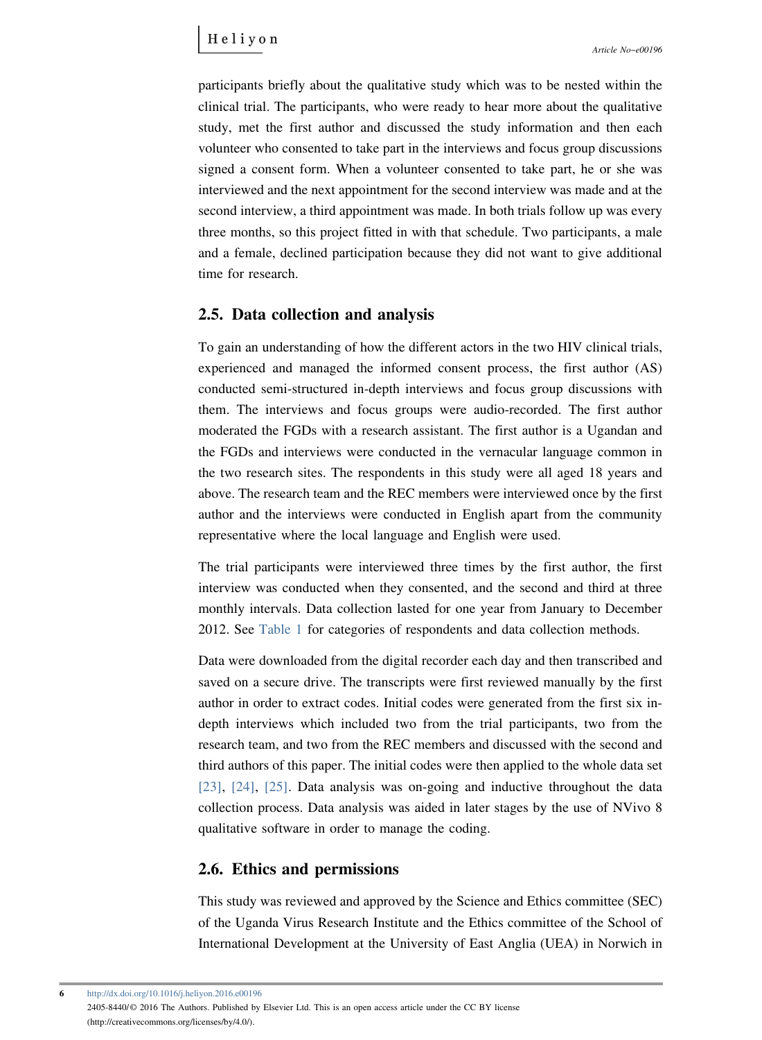participants briefly about the qualitative study which was to be nested within the clinical trial. The participants, who were ready to hear more about the qualitative study, met the first author and discussed the study information and then each volunteer who consented to take part in the interviews and focus group discussions signed a consent form. When a volunteer consented to take part, he or she was interviewed and the next appointment for the second interview was made and at the second interview, a third appointment was made. In both trials follow up was every three months, so this project fitted in with that schedule. Two participants, a male and a female, declined participation because they did not want to give additional time for research.

## 2.5. Data collection and analysis

To gain an understanding of how the different actors in the two HIV clinical trials, experienced and managed the informed consent process, the first author (AS) conducted semi-structured in-depth interviews and focus group discussions with them. The interviews and focus groups were audio-recorded. The first author moderated the FGDs with a research assistant. The first author is a Ugandan and the FGDs and interviews were conducted in the vernacular language common in the two research sites. The respondents in this study were all aged 18 years and above. The research team and the REC members were interviewed once by the first author and the interviews were conducted in English apart from the community representative where the local language and English were used.

The trial participants were interviewed three times by the first author, the first interview was conducted when they consented, and the second and third at three monthly intervals. Data collection lasted for one year from January to December 2012. See Table 1 for categories of respondents and data collection methods.

Data were downloaded from the digital recorder each day and then transcribed and saved on a secure drive. The transcripts were first reviewed manually by the first author in order to extract codes. Initial codes were generated from the first six in-depth interviews which included two from the trial participants, two from the research team, and two from the REC members and discussed with the second and third authors of this paper. The initial codes were then applied to the whole data set [23], [24], [25]. Data analysis was on-going and inductive throughout the data collection process. Data analysis was aided in later stages by the use of NVivo 8 qualitative software in order to manage the coding.

## 2.6. Ethics and permissions

This study was reviewed and approved by the Science and Ethics committee (SEC) of the Uganda Virus Research Institute and the Ethics committee of the School of International Development at the University of East Anglia (UEA) in Norwich in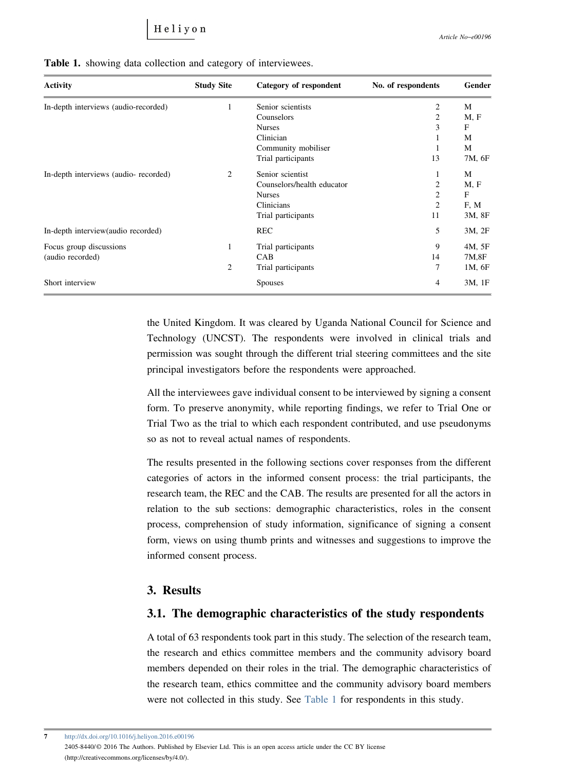**Table 1.** showing data collection and category of interviewees.

| Activity | Study Site | Category of respondent | No. of respondents | Gender |
|---|---|---|---|---|
| In-depth interviews (audio-recorded) | 1 | Senior scientists | 2 | M |
| | | Counselors | 2 | M, F |
| | | Nurses | 3 | F |
| | | Clinician | 1 | M |
| | | Community mobiliser | 1 | M |
| | | Trial participants | 13 | 7M, 6F |
| In-depth interviews (audio- recorded) | 2 | Senior scientist | 1 | M |
| | | Counselors/health educator | 2 | M, F |
| | | Nurses | 2 | F |
| | | Clinicians | 2 | F, M |
| | | Trial participants | 11 | 3M, 8F |
| In-depth interview(audio recorded) | | REC | 5 | 3M, 2F |
| Focus group discussions (audio recorded) | 1 | Trial participants | 9 | 4M, 5F |
| | | CAB | 14 | 7M,8F |
| | 2 | Trial participants | 7 | 1M, 6F |
| Short interview | | Spouses | 4 | 3M, 1F |

the United Kingdom. It was cleared by Uganda National Council for Science and Technology (UNCST). The respondents were involved in clinical trials and permission was sought through the different trial steering committees and the site principal investigators before the respondents were approached.

All the interviewees gave individual consent to be interviewed by signing a consent form. To preserve anonymity, while reporting findings, we refer to Trial One or Trial Two as the trial to which each respondent contributed, and use pseudonyms so as not to reveal actual names of respondents.

The results presented in the following sections cover responses from the different categories of actors in the informed consent process: the trial participants, the research team, the REC and the CAB. The results are presented for all the actors in relation to the sub sections: demographic characteristics, roles in the consent process, comprehension of study information, significance of signing a consent form, views on using thumb prints and witnesses and suggestions to improve the informed consent process.

## 3. Results

### 3.1. The demographic characteristics of the study respondents

A total of 63 respondents took part in this study. The selection of the research team, the research and ethics committee members and the community advisory board members depended on their roles in the trial. The demographic characteristics of the research team, ethics committee and the community advisory board members were not collected in this study. See Table 1 for respondents in this study.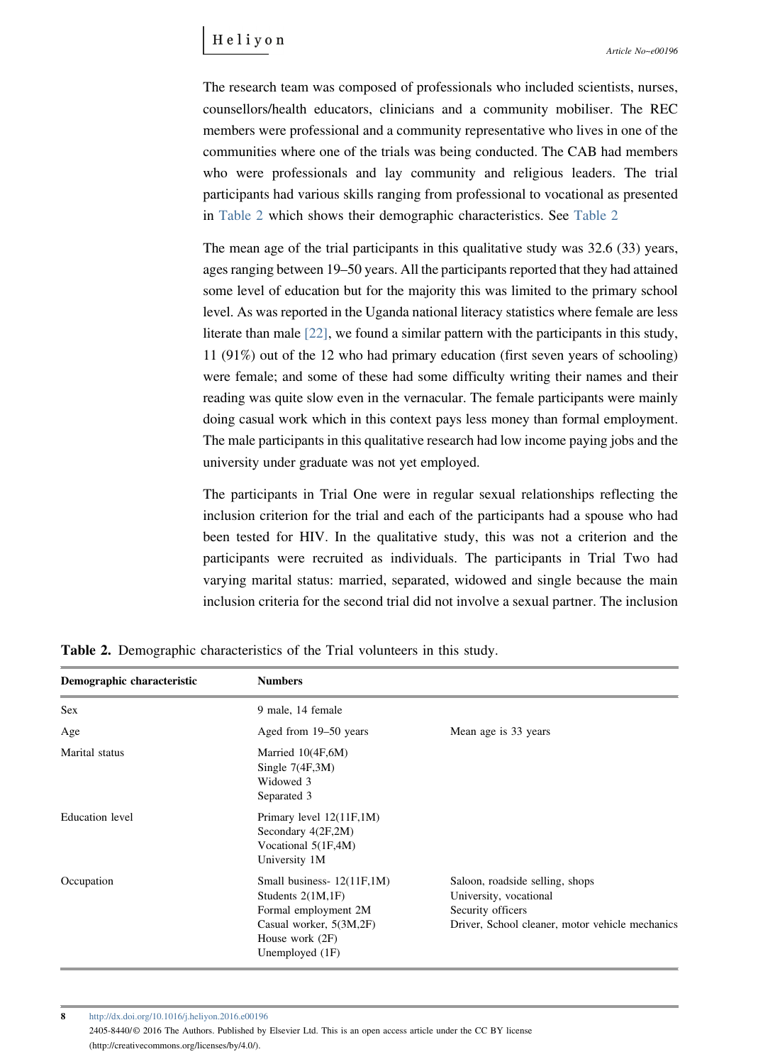The research team was composed of professionals who included scientists, nurses, counsellors/health educators, clinicians and a community mobiliser. The REC members were professional and a community representative who lives in one of the communities where one of the trials was being conducted. The CAB had members who were professionals and lay community and religious leaders. The trial participants had various skills ranging from professional to vocational as presented in Table 2 which shows their demographic characteristics. See Table 2

The mean age of the trial participants in this qualitative study was 32.6 (33) years, ages ranging between 19–50 years. All the participants reported that they had attained some level of education but for the majority this was limited to the primary school level. As was reported in the Uganda national literacy statistics where female are less literate than male [22], we found a similar pattern with the participants in this study, 11 (91%) out of the 12 who had primary education (first seven years of schooling) were female; and some of these had some difficulty writing their names and their reading was quite slow even in the vernacular. The female participants were mainly doing casual work which in this context pays less money than formal employment. The male participants in this qualitative research had low income paying jobs and the university under graduate was not yet employed.

The participants in Trial One were in regular sexual relationships reflecting the inclusion criterion for the trial and each of the participants had a spouse who had been tested for HIV. In the qualitative study, this was not a criterion and the participants were recruited as individuals. The participants in Trial Two had varying marital status: married, separated, widowed and single because the main inclusion criteria for the second trial did not involve a sexual partner. The inclusion

**Table 2.** Demographic characteristics of the Trial volunteers in this study.

| Demographic characteristic | Numbers | |
|---|---|---|
| Sex | 9 male, 14 female | |
| Age | Aged from 19–50 years | Mean age is 33 years |
| Marital status | Married 10(4F,6M)<br>Single 7(4F,3M)<br>Widowed 3<br>Separated 3 | |
| Education level | Primary level 12(11F,1M)<br>Secondary 4(2F,2M)<br>Vocational 5(1F,4M)<br>University 1M | |
| Occupation | Small business- 12(11F,1M)<br>Students 2(1M,1F)<br>Formal employment 2M<br>Casual worker, 5(3M,2F)<br>House work (2F)<br>Unemployed (1F) | Saloon, roadside selling, shops<br>University, vocational<br>Security officers<br>Driver, School cleaner, motor vehicle mechanics |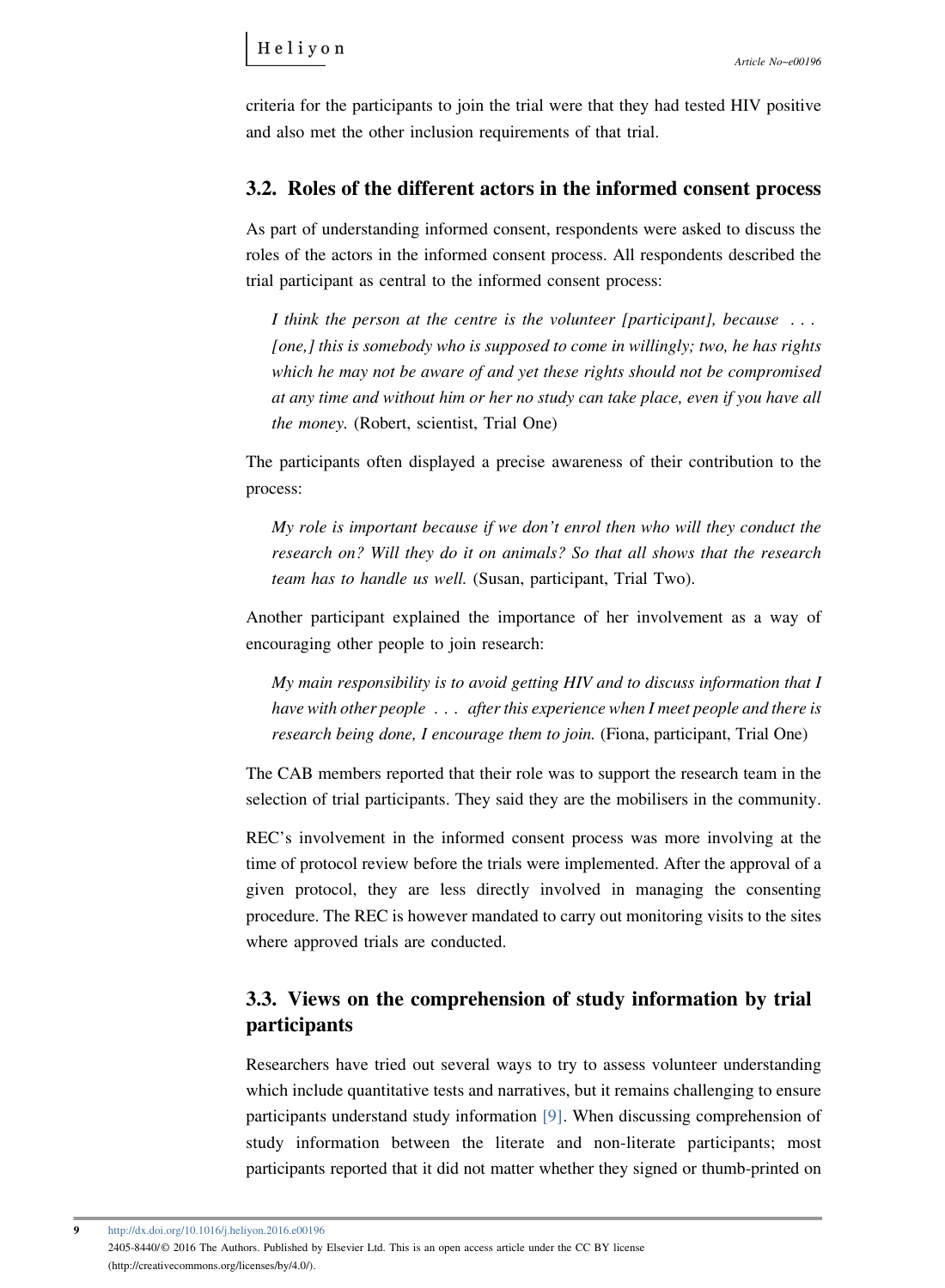criteria for the participants to join the trial were that they had tested HIV positive and also met the other inclusion requirements of that trial.

### 3.2. Roles of the different actors in the informed consent process

As part of understanding informed consent, respondents were asked to discuss the roles of the actors in the informed consent process. All respondents described the trial participant as central to the informed consent process:

> *I think the person at the centre is the volunteer [participant], because . . . [one,] this is somebody who is supposed to come in willingly; two, he has rights which he may not be aware of and yet these rights should not be compromised at any time and without him or her no study can take place, even if you have all the money.* (Robert, scientist, Trial One)

The participants often displayed a precise awareness of their contribution to the process:

> *My role is important because if we don't enrol then who will they conduct the research on? Will they do it on animals? So that all shows that the research team has to handle us well.* (Susan, participant, Trial Two).

Another participant explained the importance of her involvement as a way of encouraging other people to join research:

> *My main responsibility is to avoid getting HIV and to discuss information that I have with other people . . . after this experience when I meet people and there is research being done, I encourage them to join.* (Fiona, participant, Trial One)

The CAB members reported that their role was to support the research team in the selection of trial participants. They said they are the mobilisers in the community.

REC's involvement in the informed consent process was more involving at the time of protocol review before the trials were implemented. After the approval of a given protocol, they are less directly involved in managing the consenting procedure. The REC is however mandated to carry out monitoring visits to the sites where approved trials are conducted.

### 3.3. Views on the comprehension of study information by trial participants

Researchers have tried out several ways to try to assess volunteer understanding which include quantitative tests and narratives, but it remains challenging to ensure participants understand study information [9]. When discussing comprehension of study information between the literate and non-literate participants; most participants reported that it did not matter whether they signed or thumb-printed on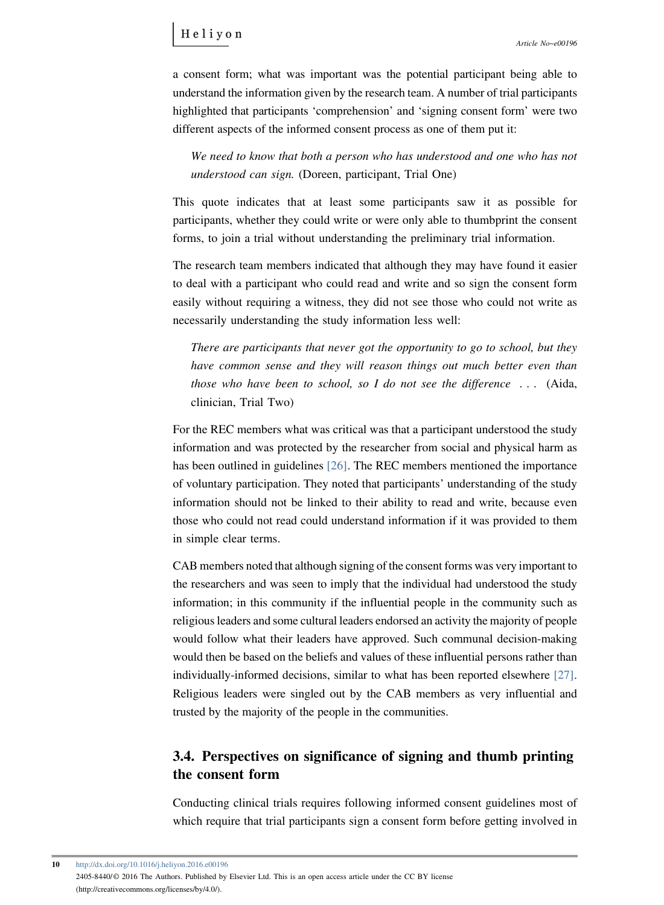a consent form; what was important was the potential participant being able to understand the information given by the research team. A number of trial participants highlighted that participants 'comprehension' and 'signing consent form' were two different aspects of the informed consent process as one of them put it:

> *We need to know that both a person who has understood and one who has not understood can sign.* (Doreen, participant, Trial One)

This quote indicates that at least some participants saw it as possible for participants, whether they could write or were only able to thumbprint the consent forms, to join a trial without understanding the preliminary trial information.

The research team members indicated that although they may have found it easier to deal with a participant who could read and write and so sign the consent form easily without requiring a witness, they did not see those who could not write as necessarily understanding the study information less well:

> *There are participants that never got the opportunity to go to school, but they have common sense and they will reason things out much better even than those who have been to school, so I do not see the difference ...* (Aida, clinician, Trial Two)

For the REC members what was critical was that a participant understood the study information and was protected by the researcher from social and physical harm as has been outlined in guidelines [26]. The REC members mentioned the importance of voluntary participation. They noted that participants' understanding of the study information should not be linked to their ability to read and write, because even those who could not read could understand information if it was provided to them in simple clear terms.

CAB members noted that although signing of the consent forms was very important to the researchers and was seen to imply that the individual had understood the study information; in this community if the influential people in the community such as religious leaders and some cultural leaders endorsed an activity the majority of people would follow what their leaders have approved. Such communal decision-making would then be based on the beliefs and values of these influential persons rather than individually-informed decisions, similar to what has been reported elsewhere [27]. Religious leaders were singled out by the CAB members as very influential and trusted by the majority of the people in the communities.

### 3.4. Perspectives on significance of signing and thumb printing the consent form

Conducting clinical trials requires following informed consent guidelines most of which require that trial participants sign a consent form before getting involved in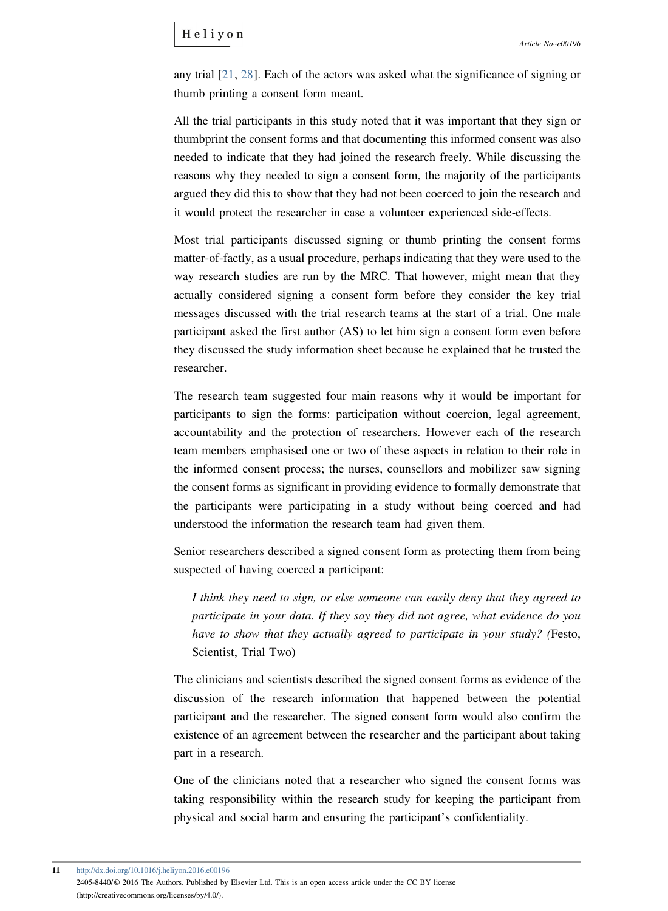any trial [21, 28]. Each of the actors was asked what the significance of signing or thumb printing a consent form meant.

All the trial participants in this study noted that it was important that they sign or thumbprint the consent forms and that documenting this informed consent was also needed to indicate that they had joined the research freely. While discussing the reasons why they needed to sign a consent form, the majority of the participants argued they did this to show that they had not been coerced to join the research and it would protect the researcher in case a volunteer experienced side-effects.

Most trial participants discussed signing or thumb printing the consent forms matter-of-factly, as a usual procedure, perhaps indicating that they were used to the way research studies are run by the MRC. That however, might mean that they actually considered signing a consent form before they consider the key trial messages discussed with the trial research teams at the start of a trial. One male participant asked the first author (AS) to let him sign a consent form even before they discussed the study information sheet because he explained that he trusted the researcher.

The research team suggested four main reasons why it would be important for participants to sign the forms: participation without coercion, legal agreement, accountability and the protection of researchers. However each of the research team members emphasised one or two of these aspects in relation to their role in the informed consent process; the nurses, counsellors and mobilizer saw signing the consent forms as significant in providing evidence to formally demonstrate that the participants were participating in a study without being coerced and had understood the information the research team had given them.

Senior researchers described a signed consent form as protecting them from being suspected of having coerced a participant:

> *I think they need to sign, or else someone can easily deny that they agreed to participate in your data. If they say they did not agree, what evidence do you have to show that they actually agreed to participate in your study? (*Festo, Scientist, Trial Two)

The clinicians and scientists described the signed consent forms as evidence of the discussion of the research information that happened between the potential participant and the researcher. The signed consent form would also confirm the existence of an agreement between the researcher and the participant about taking part in a research.

One of the clinicians noted that a researcher who signed the consent forms was taking responsibility within the research study for keeping the participant from physical and social harm and ensuring the participant's confidentiality.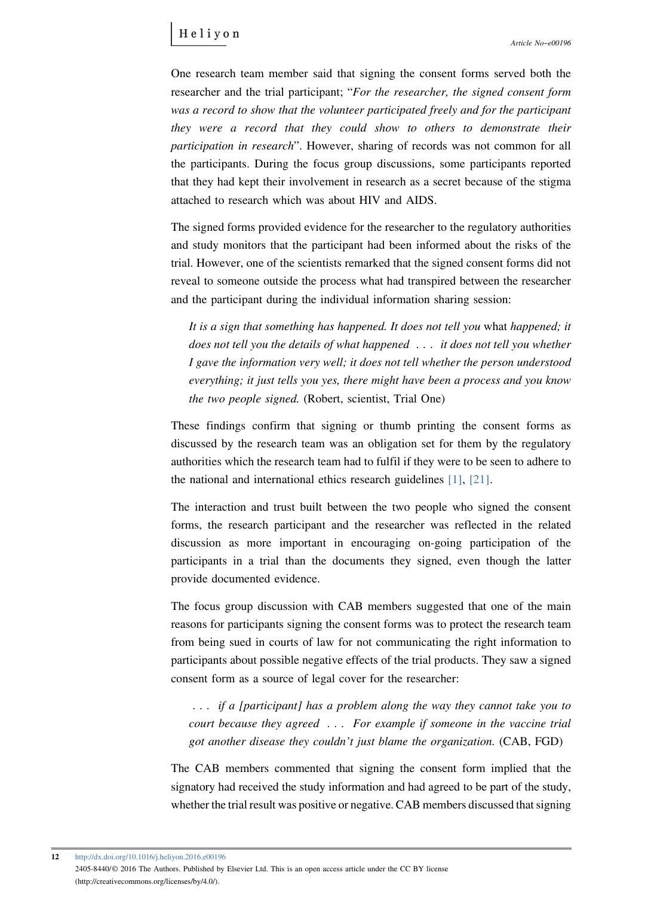One research team member said that signing the consent forms served both the researcher and the trial participant; "*For the researcher, the signed consent form was a record to show that the volunteer participated freely and for the participant they were a record that they could show to others to demonstrate their participation in research*". However, sharing of records was not common for all the participants. During the focus group discussions, some participants reported that they had kept their involvement in research as a secret because of the stigma attached to research which was about HIV and AIDS.

The signed forms provided evidence for the researcher to the regulatory authorities and study monitors that the participant had been informed about the risks of the trial. However, one of the scientists remarked that the signed consent forms did not reveal to someone outside the process what had transpired between the researcher and the participant during the individual information sharing session:

> *It is a sign that something has happened. It does not tell you* what *happened; it does not tell you the details of what happened . . . it does not tell you whether I gave the information very well; it does not tell whether the person understood everything; it just tells you yes, there might have been a process and you know the two people signed.* (Robert, scientist, Trial One)

These findings confirm that signing or thumb printing the consent forms as discussed by the research team was an obligation set for them by the regulatory authorities which the research team had to fulfil if they were to be seen to adhere to the national and international ethics research guidelines [1], [21].

The interaction and trust built between the two people who signed the consent forms, the research participant and the researcher was reflected in the related discussion as more important in encouraging on-going participation of the participants in a trial than the documents they signed, even though the latter provide documented evidence.

The focus group discussion with CAB members suggested that one of the main reasons for participants signing the consent forms was to protect the research team from being sued in courts of law for not communicating the right information to participants about possible negative effects of the trial products. They saw a signed consent form as a source of legal cover for the researcher:

> *. . . if a [participant] has a problem along the way they cannot take you to court because they agreed . . . For example if someone in the vaccine trial got another disease they couldn't just blame the organization.* (CAB, FGD)

The CAB members commented that signing the consent form implied that the signatory had received the study information and had agreed to be part of the study, whether the trial result was positive or negative. CAB members discussed that signing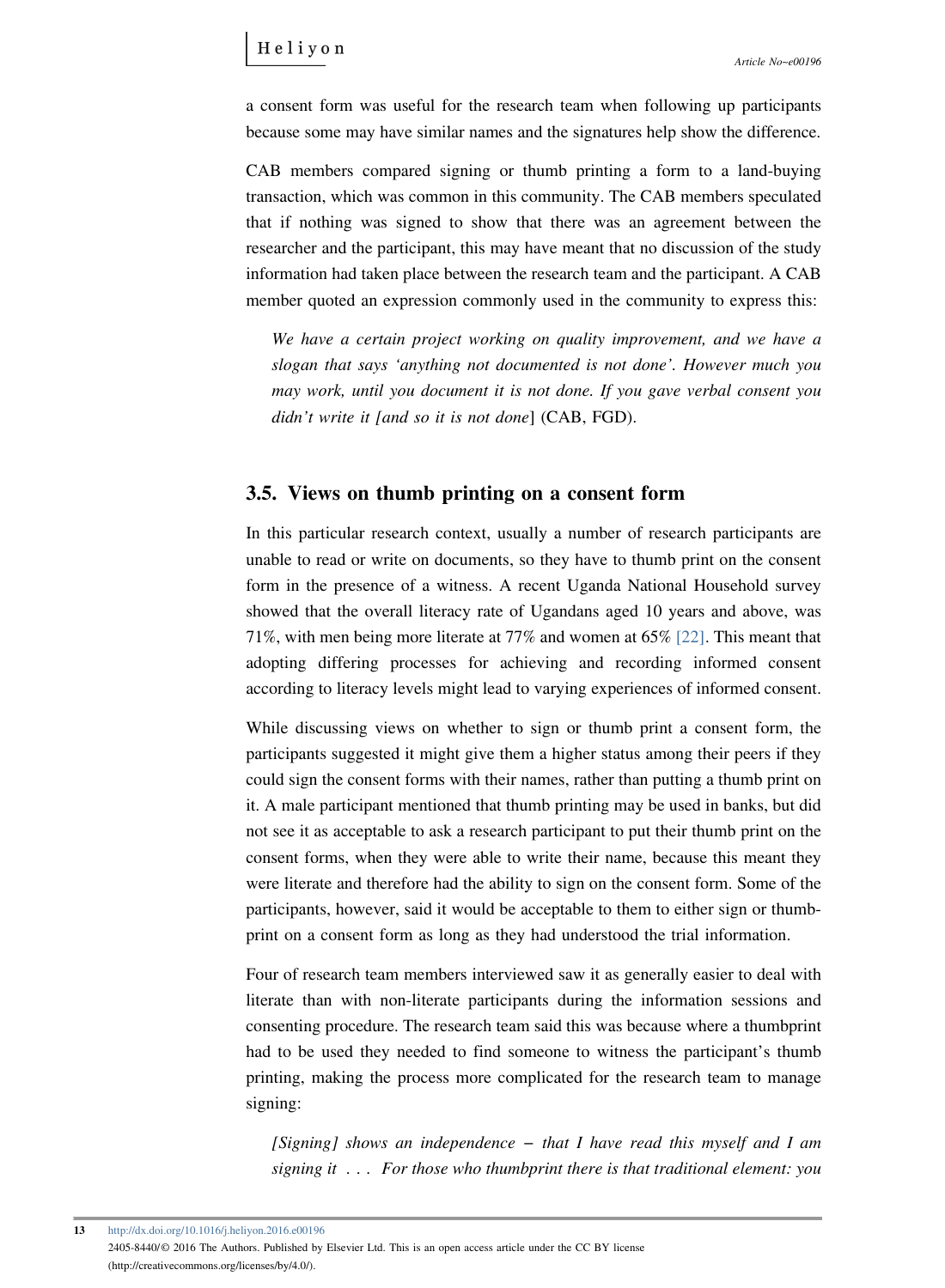a consent form was useful for the research team when following up participants because some may have similar names and the signatures help show the difference.

CAB members compared signing or thumb printing a form to a land-buying transaction, which was common in this community. The CAB members speculated that if nothing was signed to show that there was an agreement between the researcher and the participant, this may have meant that no discussion of the study information had taken place between the research team and the participant. A CAB member quoted an expression commonly used in the community to express this:

> *We have a certain project working on quality improvement, and we have a slogan that says 'anything not documented is not done'. However much you may work, until you document it is not done. If you gave verbal consent you didn't write it [and so it is not done*] (CAB, FGD).

## 3.5. Views on thumb printing on a consent form

In this particular research context, usually a number of research participants are unable to read or write on documents, so they have to thumb print on the consent form in the presence of a witness. A recent Uganda National Household survey showed that the overall literacy rate of Ugandans aged 10 years and above, was 71%, with men being more literate at 77% and women at 65% [22]. This meant that adopting differing processes for achieving and recording informed consent according to literacy levels might lead to varying experiences of informed consent.

While discussing views on whether to sign or thumb print a consent form, the participants suggested it might give them a higher status among their peers if they could sign the consent forms with their names, rather than putting a thumb print on it. A male participant mentioned that thumb printing may be used in banks, but did not see it as acceptable to ask a research participant to put their thumb print on the consent forms, when they were able to write their name, because this meant they were literate and therefore had the ability to sign on the consent form. Some of the participants, however, said it would be acceptable to them to either sign or thumb-print on a consent form as long as they had understood the trial information.

Four of research team members interviewed saw it as generally easier to deal with literate than with non-literate participants during the information sessions and consenting procedure. The research team said this was because where a thumbprint had to be used they needed to find someone to witness the participant's thumb printing, making the process more complicated for the research team to manage signing:

> *[Signing] shows an independence – that I have read this myself and I am signing it . . . For those who thumbprint there is that traditional element: you*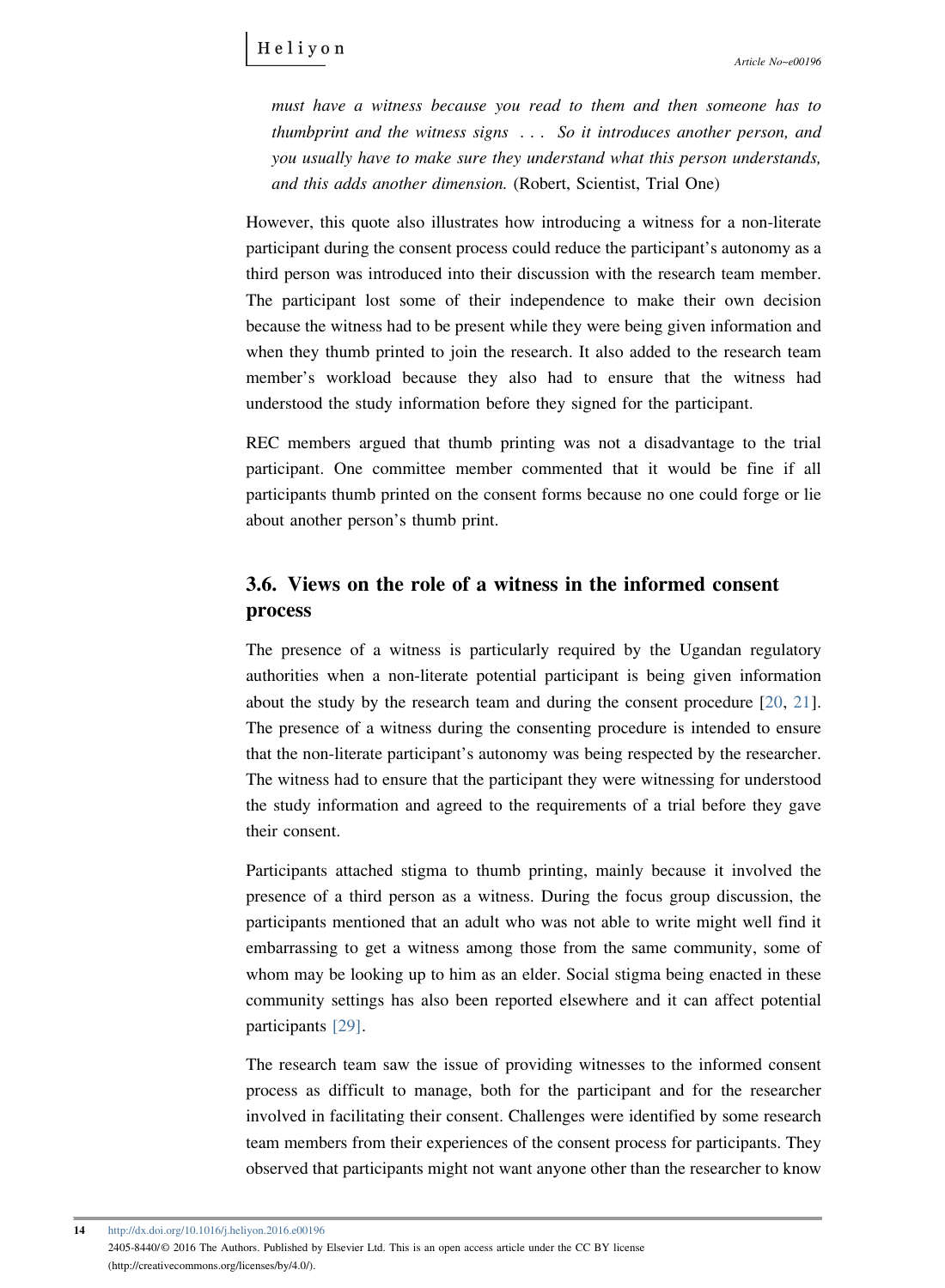*must have a witness because you read to them and then someone has to thumbprint and the witness signs . . . So it introduces another person, and you usually have to make sure they understand what this person understands, and this adds another dimension.* (Robert, Scientist, Trial One)

However, this quote also illustrates how introducing a witness for a non-literate participant during the consent process could reduce the participant's autonomy as a third person was introduced into their discussion with the research team member. The participant lost some of their independence to make their own decision because the witness had to be present while they were being given information and when they thumb printed to join the research. It also added to the research team member's workload because they also had to ensure that the witness had understood the study information before they signed for the participant.

REC members argued that thumb printing was not a disadvantage to the trial participant. One committee member commented that it would be fine if all participants thumb printed on the consent forms because no one could forge or lie about another person's thumb print.

## 3.6. Views on the role of a witness in the informed consent process

The presence of a witness is particularly required by the Ugandan regulatory authorities when a non-literate potential participant is being given information about the study by the research team and during the consent procedure [20, 21]. The presence of a witness during the consenting procedure is intended to ensure that the non-literate participant's autonomy was being respected by the researcher. The witness had to ensure that the participant they were witnessing for understood the study information and agreed to the requirements of a trial before they gave their consent.

Participants attached stigma to thumb printing, mainly because it involved the presence of a third person as a witness. During the focus group discussion, the participants mentioned that an adult who was not able to write might well find it embarrassing to get a witness among those from the same community, some of whom may be looking up to him as an elder. Social stigma being enacted in these community settings has also been reported elsewhere and it can affect potential participants [29].

The research team saw the issue of providing witnesses to the informed consent process as difficult to manage, both for the participant and for the researcher involved in facilitating their consent. Challenges were identified by some research team members from their experiences of the consent process for participants. They observed that participants might not want anyone other than the researcher to know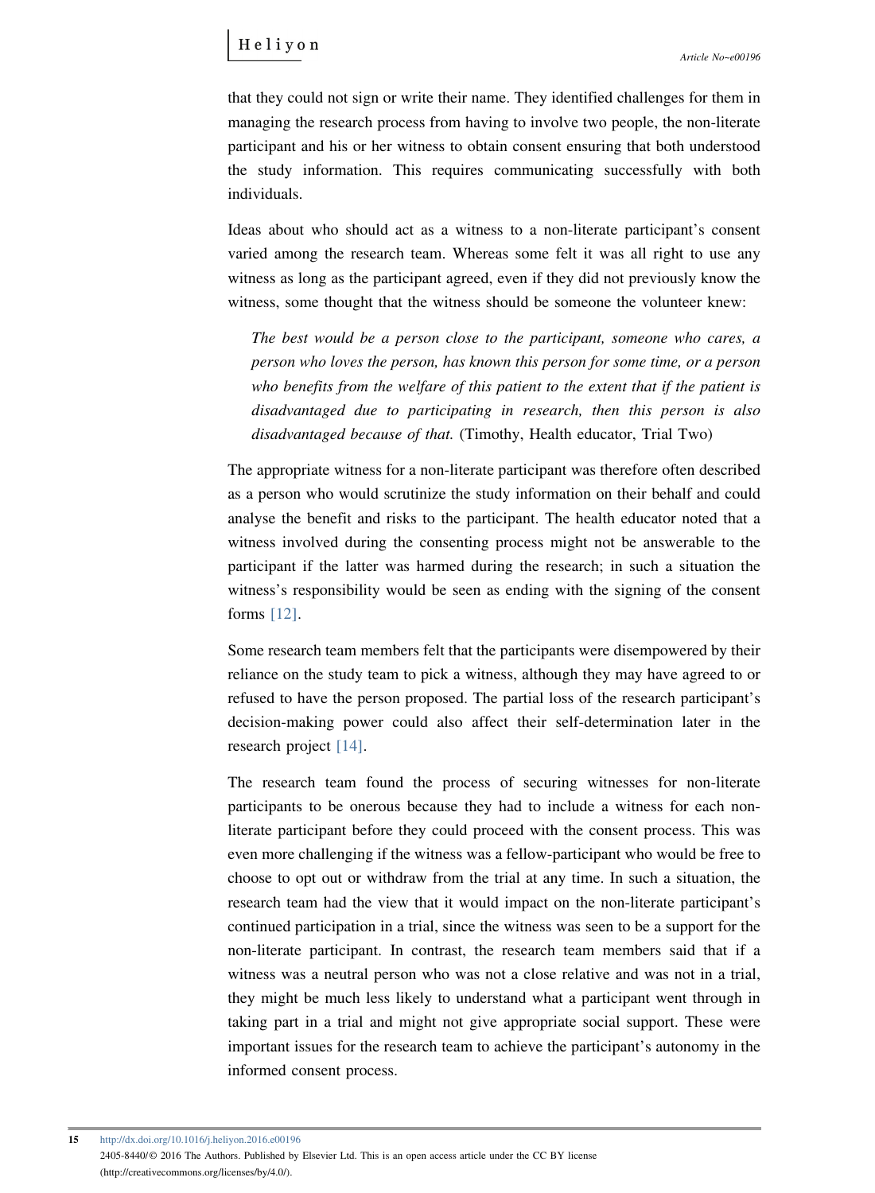that they could not sign or write their name. They identified challenges for them in managing the research process from having to involve two people, the non-literate participant and his or her witness to obtain consent ensuring that both understood the study information. This requires communicating successfully with both individuals.

Ideas about who should act as a witness to a non-literate participant's consent varied among the research team. Whereas some felt it was all right to use any witness as long as the participant agreed, even if they did not previously know the witness, some thought that the witness should be someone the volunteer knew:

> *The best would be a person close to the participant, someone who cares, a person who loves the person, has known this person for some time, or a person who benefits from the welfare of this patient to the extent that if the patient is disadvantaged due to participating in research, then this person is also disadvantaged because of that.* (Timothy, Health educator, Trial Two)

The appropriate witness for a non-literate participant was therefore often described as a person who would scrutinize the study information on their behalf and could analyse the benefit and risks to the participant. The health educator noted that a witness involved during the consenting process might not be answerable to the participant if the latter was harmed during the research; in such a situation the witness's responsibility would be seen as ending with the signing of the consent forms [12].

Some research team members felt that the participants were disempowered by their reliance on the study team to pick a witness, although they may have agreed to or refused to have the person proposed. The partial loss of the research participant's decision-making power could also affect their self-determination later in the research project [14].

The research team found the process of securing witnesses for non-literate participants to be onerous because they had to include a witness for each non-literate participant before they could proceed with the consent process. This was even more challenging if the witness was a fellow-participant who would be free to choose to opt out or withdraw from the trial at any time. In such a situation, the research team had the view that it would impact on the non-literate participant's continued participation in a trial, since the witness was seen to be a support for the non-literate participant. In contrast, the research team members said that if a witness was a neutral person who was not a close relative and was not in a trial, they might be much less likely to understand what a participant went through in taking part in a trial and might not give appropriate social support. These were important issues for the research team to achieve the participant's autonomy in the informed consent process.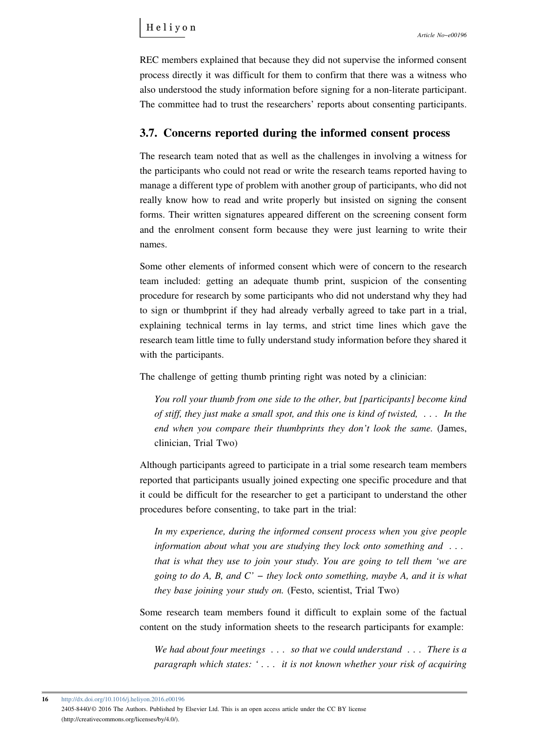REC members explained that because they did not supervise the informed consent process directly it was difficult for them to confirm that there was a witness who also understood the study information before signing for a non-literate participant. The committee had to trust the researchers' reports about consenting participants.

## 3.7. Concerns reported during the informed consent process

The research team noted that as well as the challenges in involving a witness for the participants who could not read or write the research teams reported having to manage a different type of problem with another group of participants, who did not really know how to read and write properly but insisted on signing the consent forms. Their written signatures appeared different on the screening consent form and the enrolment consent form because they were just learning to write their names.

Some other elements of informed consent which were of concern to the research team included: getting an adequate thumb print, suspicion of the consenting procedure for research by some participants who did not understand why they had to sign or thumbprint if they had already verbally agreed to take part in a trial, explaining technical terms in lay terms, and strict time lines which gave the research team little time to fully understand study information before they shared it with the participants.

The challenge of getting thumb printing right was noted by a clinician:

> *You roll your thumb from one side to the other, but [participants] become kind of stiff, they just make a small spot, and this one is kind of twisted, . . . In the end when you compare their thumbprints they don't look the same.* (James, clinician, Trial Two)

Although participants agreed to participate in a trial some research team members reported that participants usually joined expecting one specific procedure and that it could be difficult for the researcher to get a participant to understand the other procedures before consenting, to take part in the trial:

> *In my experience, during the informed consent process when you give people information about what you are studying they lock onto something and . . . that is what they use to join your study. You are going to tell them 'we are going to do A, B, and C' – they lock onto something, maybe A, and it is what they base joining your study on.* (Festo, scientist, Trial Two)

Some research team members found it difficult to explain some of the factual content on the study information sheets to the research participants for example:

> *We had about four meetings . . . so that we could understand . . . There is a paragraph which states: ' . . . it is not known whether your risk of acquiring*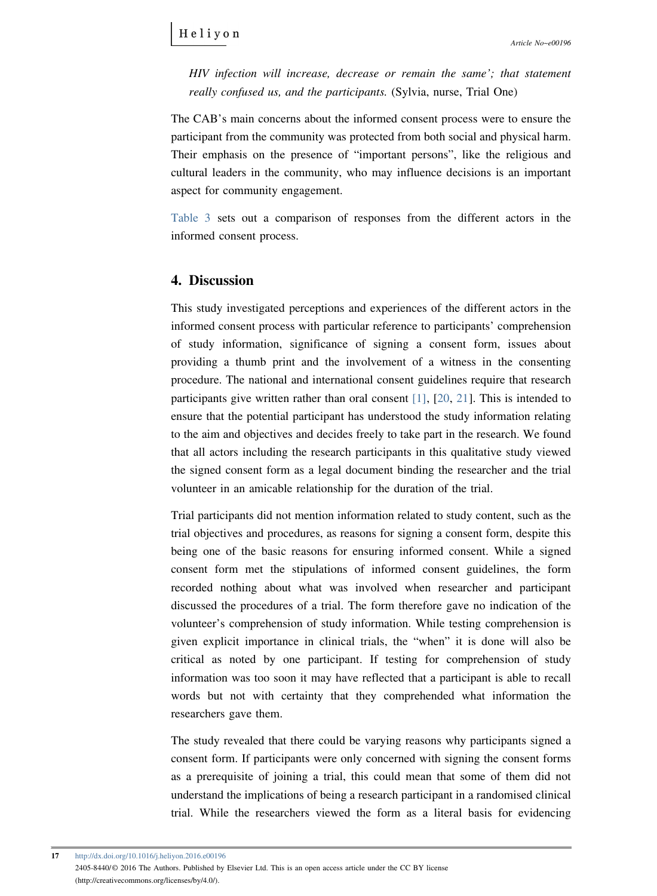*HIV infection will increase, decrease or remain the same'; that statement really confused us, and the participants.* (Sylvia, nurse, Trial One)

The CAB's main concerns about the informed consent process were to ensure the participant from the community was protected from both social and physical harm. Their emphasis on the presence of "important persons", like the religious and cultural leaders in the community, who may influence decisions is an important aspect for community engagement.

Table 3 sets out a comparison of responses from the different actors in the informed consent process.

## 4. Discussion

This study investigated perceptions and experiences of the different actors in the informed consent process with particular reference to participants' comprehension of study information, significance of signing a consent form, issues about providing a thumb print and the involvement of a witness in the consenting procedure. The national and international consent guidelines require that research participants give written rather than oral consent [1], [20, 21]. This is intended to ensure that the potential participant has understood the study information relating to the aim and objectives and decides freely to take part in the research. We found that all actors including the research participants in this qualitative study viewed the signed consent form as a legal document binding the researcher and the trial volunteer in an amicable relationship for the duration of the trial.

Trial participants did not mention information related to study content, such as the trial objectives and procedures, as reasons for signing a consent form, despite this being one of the basic reasons for ensuring informed consent. While a signed consent form met the stipulations of informed consent guidelines, the form recorded nothing about what was involved when researcher and participant discussed the procedures of a trial. The form therefore gave no indication of the volunteer's comprehension of study information. While testing comprehension is given explicit importance in clinical trials, the "when" it is done will also be critical as noted by one participant. If testing for comprehension of study information was too soon it may have reflected that a participant is able to recall words but not with certainty that they comprehended what information the researchers gave them.

The study revealed that there could be varying reasons why participants signed a consent form. If participants were only concerned with signing the consent forms as a prerequisite of joining a trial, this could mean that some of them did not understand the implications of being a research participant in a randomised clinical trial. While the researchers viewed the form as a literal basis for evidencing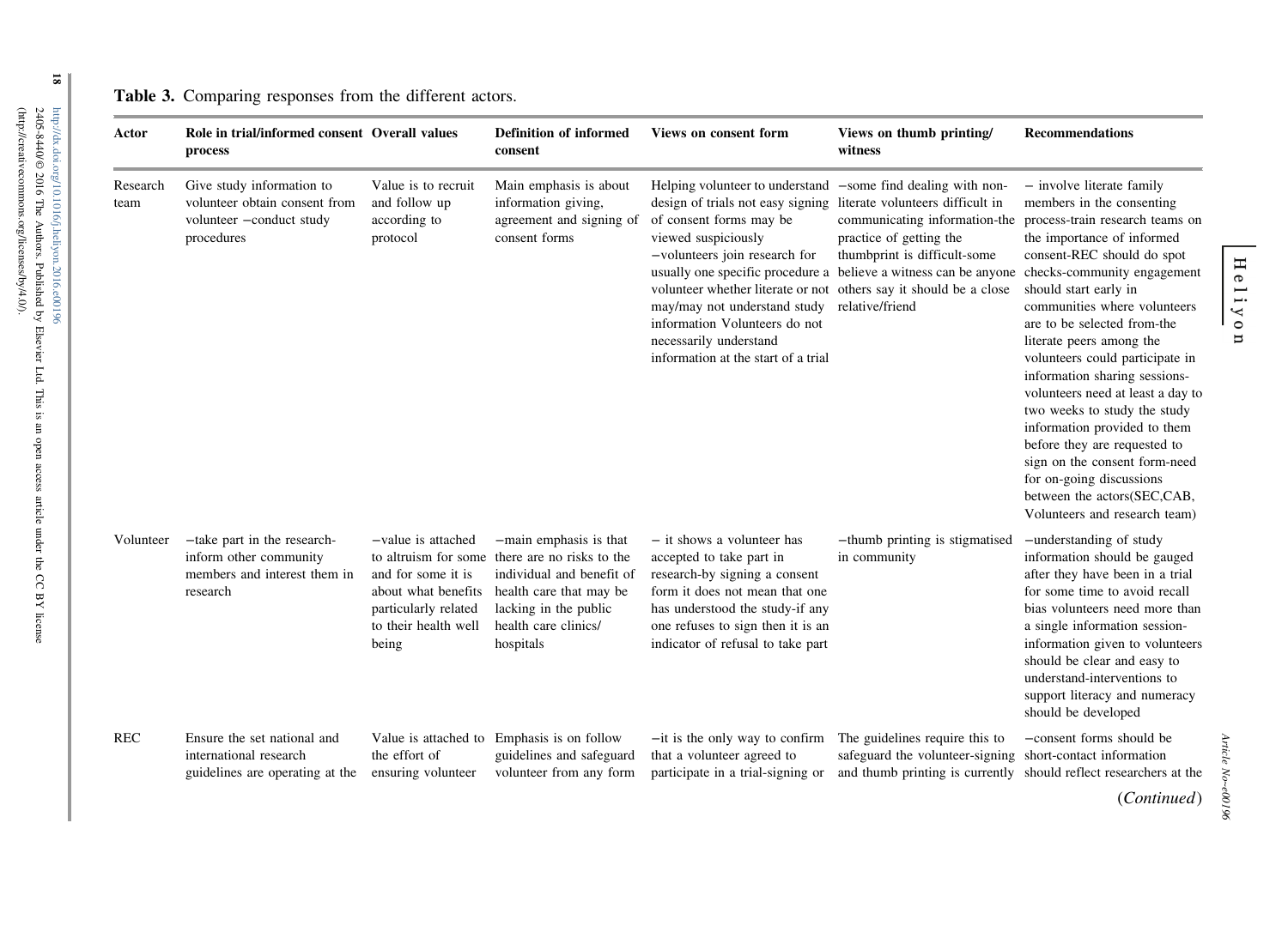**Table 3.** Comparing responses from the different actors.

| Actor | Role in trial/informed consent process | Overall values | Definition of informed consent | Views on consent form | Views on thumb printing/ witness | Recommendations |
|---|---|---|---|---|---|---|
| Research team | Give study information to volunteer obtain consent from volunteer −conduct study procedures | Value is to recruit and follow up according to protocol | Main emphasis is about information giving, agreement and signing of consent forms | Helping volunteer to understand design of trials not easy signing of consent forms may be viewed suspiciously −volunteers join research for usually one specific procedure a volunteer whether literate or not may/may not understand study information Volunteers do not necessarily understand information at the start of a trial | −some find dealing with non-literate volunteers difficult in communicating information-the practice of getting the thumbprint is difficult-some believe a witness can be anyone others say it should be a close relative/friend | − involve literate family members in the consenting process-train research teams on the importance of informed consent-REC should do spot checks-community engagement should start early in communities where volunteers are to be selected from-the literate peers among the volunteers could participate in information sharing sessions-volunteers need at least a day to two weeks to study the study information provided to them before they are requested to sign on the consent form-need for on-going discussions between the actors(SEC,CAB, Volunteers and research team) |
| Volunteer | −take part in the research-inform other community members and interest them in research | −value is attached to altruism for some and for some it is about what benefits particularly related to their health well being | −main emphasis is that there are no risks to the individual and benefit of health care that may be lacking in the public health care clinics/ hospitals | − it shows a volunteer has accepted to take part in research-by signing a consent form it does not mean that one has understood the study-if any one refuses to sign then it is an indicator of refusal to take part | −thumb printing is stigmatised in community | −understanding of study information should be gauged after they have been in a trial for some time to avoid recall bias volunteers need more than a single information session-information given to volunteers should be clear and easy to understand-interventions to support literacy and numeracy should be developed |
| REC | Ensure the set national and international research guidelines are operating at the | Value is attached to the effort of ensuring volunteer | Emphasis is on follow guidelines and safeguard volunteer from any form | −it is the only way to confirm that a volunteer agreed to participate in a trial-signing or | The guidelines require this to safeguard the volunteer-signing and thumb printing is currently | −consent forms should be short-contact information should reflect researchers at the |

(*Continued*)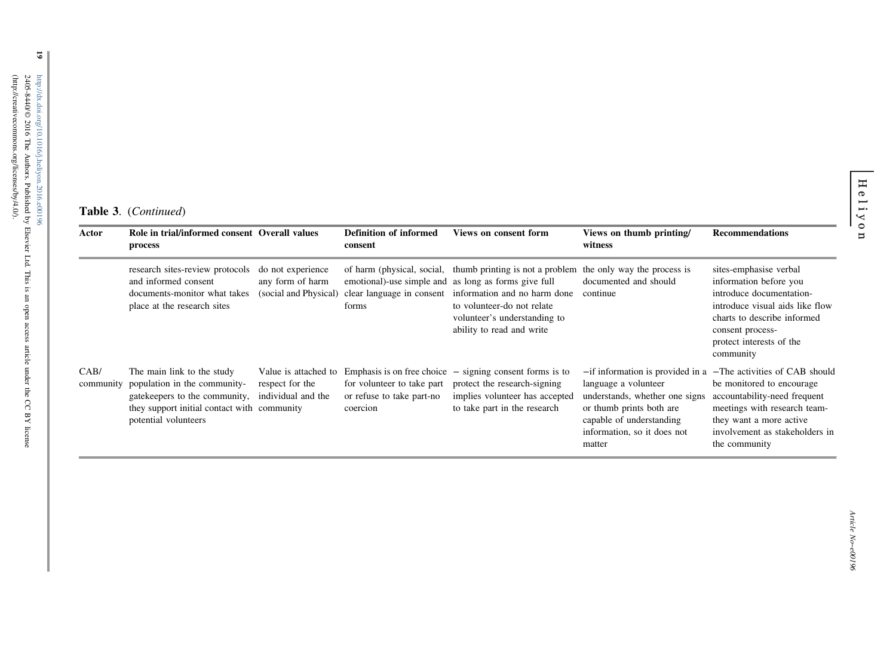**Table 3.** (*Continued*)

| Actor | Role in trial/informed consent process | Overall values | Definition of informed consent | Views on consent form | Views on thumb printing/ witness | Recommendations |
|---|---|---|---|---|---|---|
| | research sites-review protocols and informed consent documents-monitor what takes place at the research sites | do not experience any form of harm (social and Physical) | of harm (physical, social, emotional)-use simple and clear language in consent forms | thumb printing is not a problem as long as forms give full information and no harm done to volunteer-do not relate volunteer's understanding to ability to read and write | the only way the process is documented and should continue | sites-emphasise verbal information before you introduce documentation-introduce visual aids like flow charts to describe informed consent process-protect interests of the community |
| CAB/ community | The main link to the study population in the community-gatekeepers to the community, they support initial contact with potential volunteers | Value is attached to respect for the individual and the community | Emphasis is on free choice for volunteer to take part or refuse to take part-no coercion | − signing consent forms is to protect the research-signing implies volunteer has accepted to take part in the research | −if information is provided in a language a volunteer understands, whether one signs or thumb prints both are capable of understanding information, so it does not matter | −The activities of CAB should be monitored to encourage accountability-need frequent meetings with research team-they want a more active involvement as stakeholders in the community |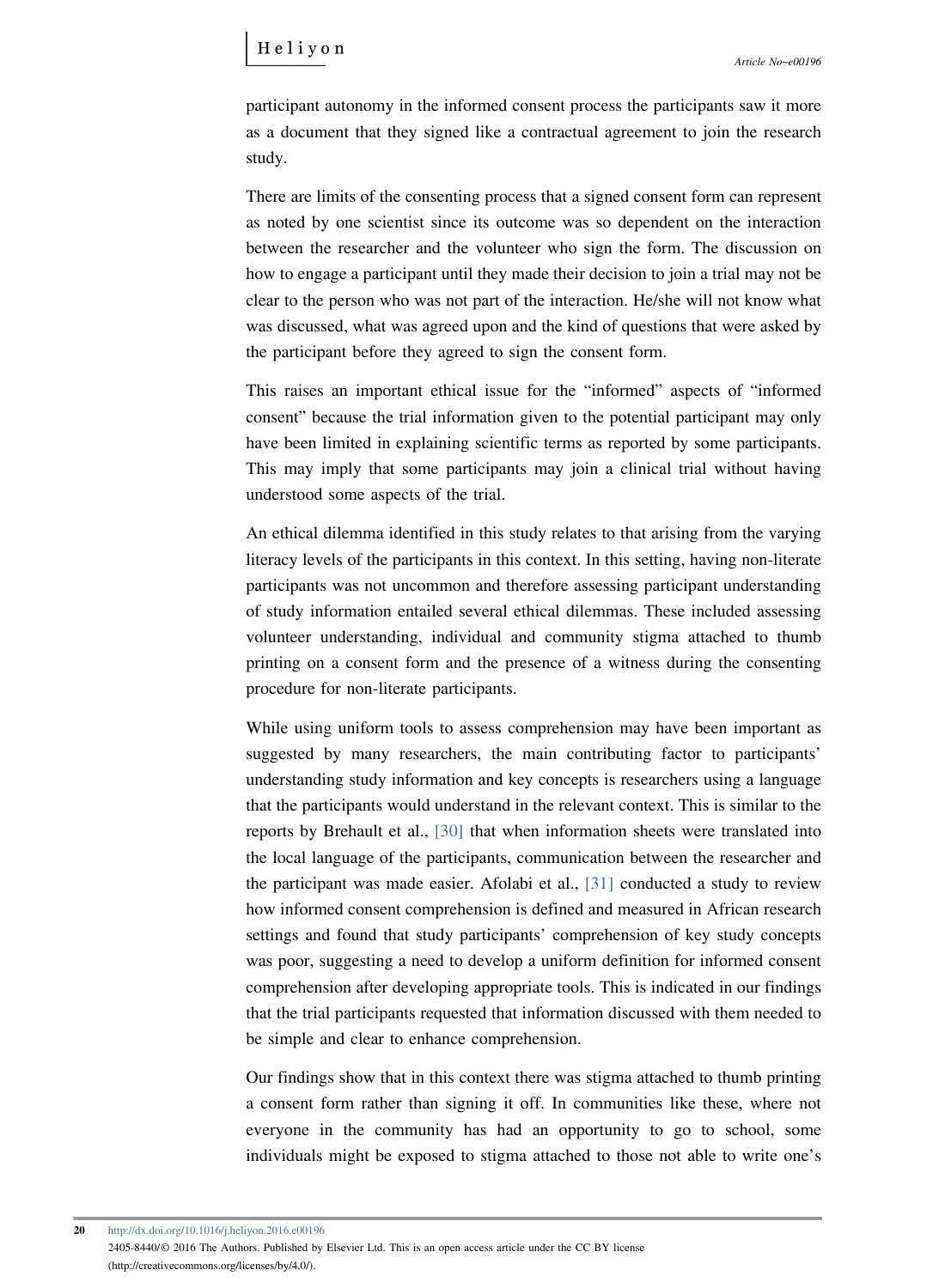participant autonomy in the informed consent process the participants saw it more as a document that they signed like a contractual agreement to join the research study.

There are limits of the consenting process that a signed consent form can represent as noted by one scientist since its outcome was so dependent on the interaction between the researcher and the volunteer who sign the form. The discussion on how to engage a participant until they made their decision to join a trial may not be clear to the person who was not part of the interaction. He/she will not know what was discussed, what was agreed upon and the kind of questions that were asked by the participant before they agreed to sign the consent form.

This raises an important ethical issue for the "informed" aspects of "informed consent" because the trial information given to the potential participant may only have been limited in explaining scientific terms as reported by some participants. This may imply that some participants may join a clinical trial without having understood some aspects of the trial.

An ethical dilemma identified in this study relates to that arising from the varying literacy levels of the participants in this context. In this setting, having non-literate participants was not uncommon and therefore assessing participant understanding of study information entailed several ethical dilemmas. These included assessing volunteer understanding, individual and community stigma attached to thumb printing on a consent form and the presence of a witness during the consenting procedure for non-literate participants.

While using uniform tools to assess comprehension may have been important as suggested by many researchers, the main contributing factor to participants' understanding study information and key concepts is researchers using a language that the participants would understand in the relevant context. This is similar to the reports by Brehault et al., [30] that when information sheets were translated into the local language of the participants, communication between the researcher and the participant was made easier. Afolabi et al., [31] conducted a study to review how informed consent comprehension is defined and measured in African research settings and found that study participants' comprehension of key study concepts was poor, suggesting a need to develop a uniform definition for informed consent comprehension after developing appropriate tools. This is indicated in our findings that the trial participants requested that information discussed with them needed to be simple and clear to enhance comprehension.

Our findings show that in this context there was stigma attached to thumb printing a consent form rather than signing it off. In communities like these, where not everyone in the community has had an opportunity to go to school, some individuals might be exposed to stigma attached to those not able to write one's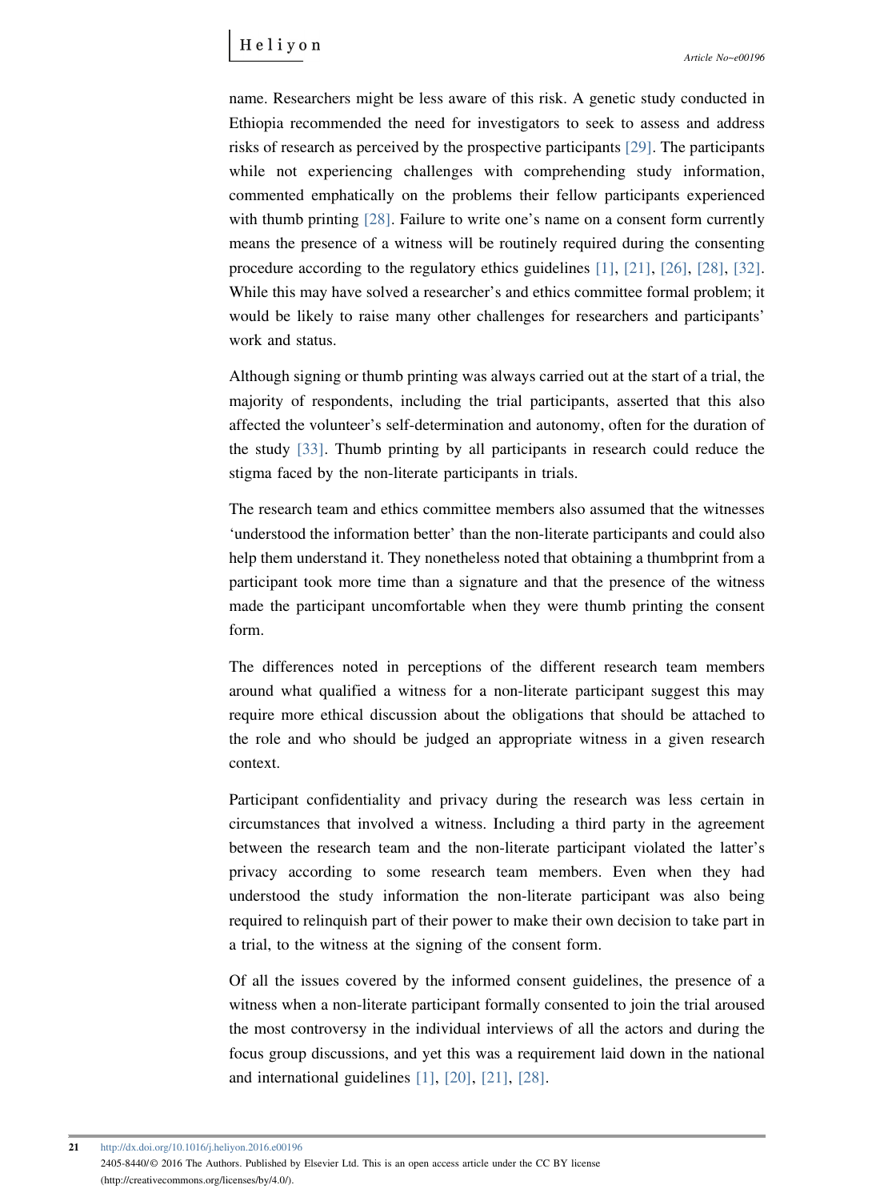name. Researchers might be less aware of this risk. A genetic study conducted in Ethiopia recommended the need for investigators to seek to assess and address risks of research as perceived by the prospective participants [29]. The participants while not experiencing challenges with comprehending study information, commented emphatically on the problems their fellow participants experienced with thumb printing [28]. Failure to write one's name on a consent form currently means the presence of a witness will be routinely required during the consenting procedure according to the regulatory ethics guidelines [1], [21], [26], [28], [32]. While this may have solved a researcher's and ethics committee formal problem; it would be likely to raise many other challenges for researchers and participants' work and status.

Although signing or thumb printing was always carried out at the start of a trial, the majority of respondents, including the trial participants, asserted that this also affected the volunteer's self-determination and autonomy, often for the duration of the study [33]. Thumb printing by all participants in research could reduce the stigma faced by the non-literate participants in trials.

The research team and ethics committee members also assumed that the witnesses 'understood the information better' than the non-literate participants and could also help them understand it. They nonetheless noted that obtaining a thumbprint from a participant took more time than a signature and that the presence of the witness made the participant uncomfortable when they were thumb printing the consent form.

The differences noted in perceptions of the different research team members around what qualified a witness for a non-literate participant suggest this may require more ethical discussion about the obligations that should be attached to the role and who should be judged an appropriate witness in a given research context.

Participant confidentiality and privacy during the research was less certain in circumstances that involved a witness. Including a third party in the agreement between the research team and the non-literate participant violated the latter's privacy according to some research team members. Even when they had understood the study information the non-literate participant was also being required to relinquish part of their power to make their own decision to take part in a trial, to the witness at the signing of the consent form.

Of all the issues covered by the informed consent guidelines, the presence of a witness when a non-literate participant formally consented to join the trial aroused the most controversy in the individual interviews of all the actors and during the focus group discussions, and yet this was a requirement laid down in the national and international guidelines [1], [20], [21], [28].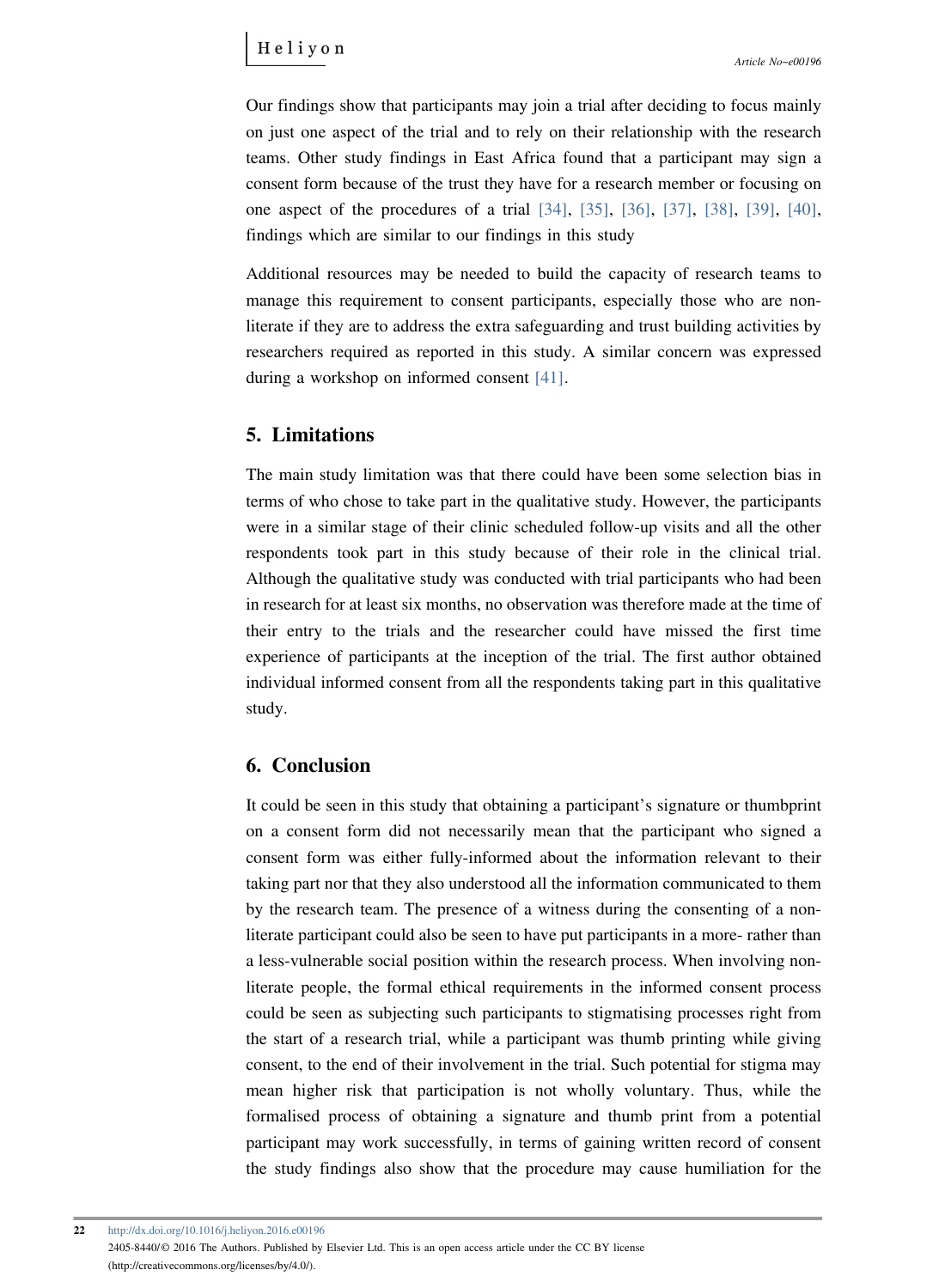Our findings show that participants may join a trial after deciding to focus mainly on just one aspect of the trial and to rely on their relationship with the research teams. Other study findings in East Africa found that a participant may sign a consent form because of the trust they have for a research member or focusing on one aspect of the procedures of a trial [34], [35], [36], [37], [38], [39], [40], findings which are similar to our findings in this study

Additional resources may be needed to build the capacity of research teams to manage this requirement to consent participants, especially those who are non-literate if they are to address the extra safeguarding and trust building activities by researchers required as reported in this study. A similar concern was expressed during a workshop on informed consent [41].

## 5. Limitations

The main study limitation was that there could have been some selection bias in terms of who chose to take part in the qualitative study. However, the participants were in a similar stage of their clinic scheduled follow-up visits and all the other respondents took part in this study because of their role in the clinical trial. Although the qualitative study was conducted with trial participants who had been in research for at least six months, no observation was therefore made at the time of their entry to the trials and the researcher could have missed the first time experience of participants at the inception of the trial. The first author obtained individual informed consent from all the respondents taking part in this qualitative study.

## 6. Conclusion

It could be seen in this study that obtaining a participant's signature or thumbprint on a consent form did not necessarily mean that the participant who signed a consent form was either fully-informed about the information relevant to their taking part nor that they also understood all the information communicated to them by the research team. The presence of a witness during the consenting of a non-literate participant could also be seen to have put participants in a more- rather than a less-vulnerable social position within the research process. When involving non-literate people, the formal ethical requirements in the informed consent process could be seen as subjecting such participants to stigmatising processes right from the start of a research trial, while a participant was thumb printing while giving consent, to the end of their involvement in the trial. Such potential for stigma may mean higher risk that participation is not wholly voluntary. Thus, while the formalised process of obtaining a signature and thumb print from a potential participant may work successfully, in terms of gaining written record of consent the study findings also show that the procedure may cause humiliation for the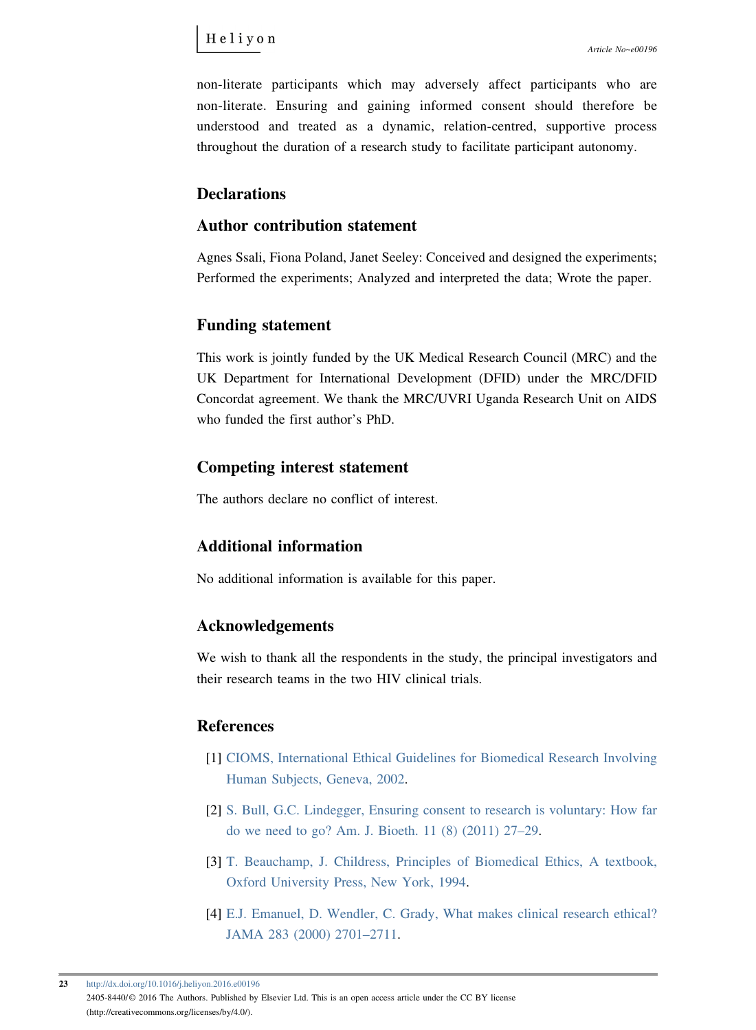non-literate participants which may adversely affect participants who are non-literate. Ensuring and gaining informed consent should therefore be understood and treated as a dynamic, relation-centred, supportive process throughout the duration of a research study to facilitate participant autonomy.

## Declarations

### Author contribution statement

Agnes Ssali, Fiona Poland, Janet Seeley: Conceived and designed the experiments; Performed the experiments; Analyzed and interpreted the data; Wrote the paper.

### Funding statement

This work is jointly funded by the UK Medical Research Council (MRC) and the UK Department for International Development (DFID) under the MRC/DFID Concordat agreement. We thank the MRC/UVRI Uganda Research Unit on AIDS who funded the first author's PhD.

### Competing interest statement

The authors declare no conflict of interest.

### Additional information

No additional information is available for this paper.

## Acknowledgements

We wish to thank all the respondents in the study, the principal investigators and their research teams in the two HIV clinical trials.

## References

[1] CIOMS, International Ethical Guidelines for Biomedical Research Involving Human Subjects, Geneva, 2002.

[2] S. Bull, G.C. Lindegger, Ensuring consent to research is voluntary: How far do we need to go? Am. J. Bioeth. 11 (8) (2011) 27–29.

[3] T. Beauchamp, J. Childress, Principles of Biomedical Ethics, A textbook, Oxford University Press, New York, 1994.

[4] E.J. Emanuel, D. Wendler, C. Grady, What makes clinical research ethical? JAMA 283 (2000) 2701–2711.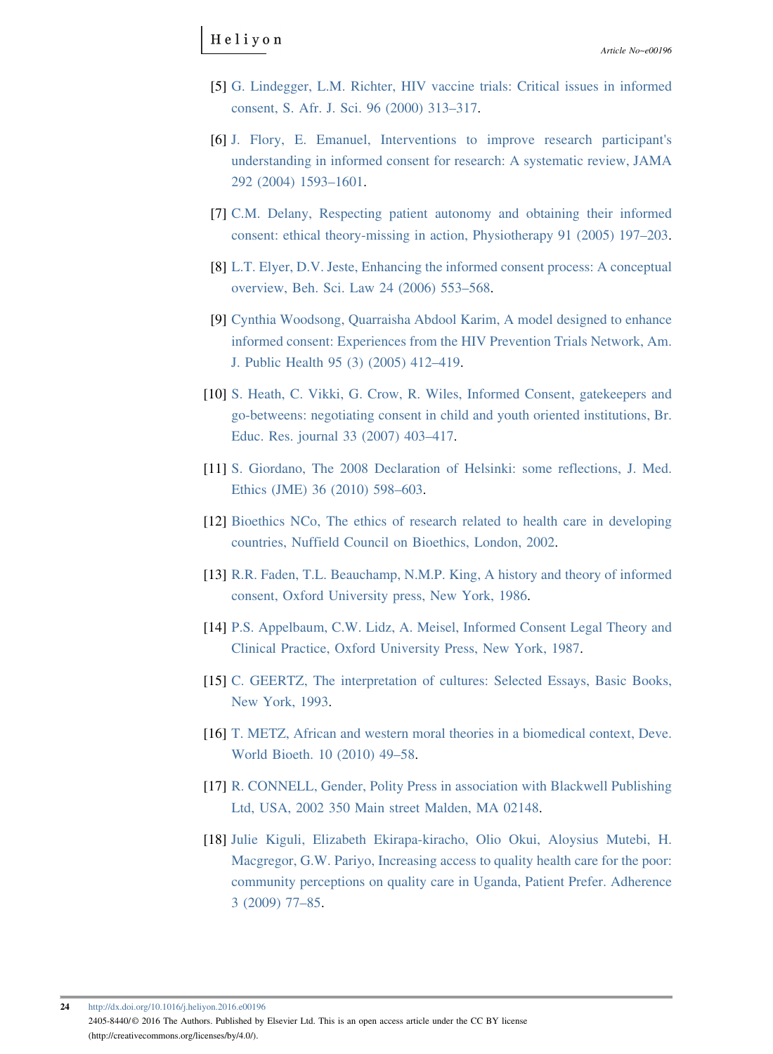[5] G. Lindegger, L.M. Richter, HIV vaccine trials: Critical issues in informed consent, S. Afr. J. Sci. 96 (2000) 313–317.

[6] J. Flory, E. Emanuel, Interventions to improve research participant's understanding in informed consent for research: A systematic review, JAMA 292 (2004) 1593–1601.

[7] C.M. Delany, Respecting patient autonomy and obtaining their informed consent: ethical theory-missing in action, Physiotherapy 91 (2005) 197–203.

[8] L.T. Elyer, D.V. Jeste, Enhancing the informed consent process: A conceptual overview, Beh. Sci. Law 24 (2006) 553–568.

[9] Cynthia Woodsong, Quarraisha Abdool Karim, A model designed to enhance informed consent: Experiences from the HIV Prevention Trials Network, Am. J. Public Health 95 (3) (2005) 412–419.

[10] S. Heath, C. Vikki, G. Crow, R. Wiles, Informed Consent, gatekeepers and go-betweens: negotiating consent in child and youth oriented institutions, Br. Educ. Res. journal 33 (2007) 403–417.

[11] S. Giordano, The 2008 Declaration of Helsinki: some reflections, J. Med. Ethics (JME) 36 (2010) 598–603.

[12] Bioethics NCo, The ethics of research related to health care in developing countries, Nuffield Council on Bioethics, London, 2002.

[13] R.R. Faden, T.L. Beauchamp, N.M.P. King, A history and theory of informed consent, Oxford University press, New York, 1986.

[14] P.S. Appelbaum, C.W. Lidz, A. Meisel, Informed Consent Legal Theory and Clinical Practice, Oxford University Press, New York, 1987.

[15] C. GEERTZ, The interpretation of cultures: Selected Essays, Basic Books, New York, 1993.

[16] T. METZ, African and western moral theories in a biomedical context, Deve. World Bioeth. 10 (2010) 49–58.

[17] R. CONNELL, Gender, Polity Press in association with Blackwell Publishing Ltd, USA, 2002 350 Main street Malden, MA 02148.

[18] Julie Kiguli, Elizabeth Ekirapa-kiracho, Olio Okui, Aloysius Mutebi, H. Macgregor, G.W. Pariyo, Increasing access to quality health care for the poor: community perceptions on quality care in Uganda, Patient Prefer. Adherence 3 (2009) 77–85.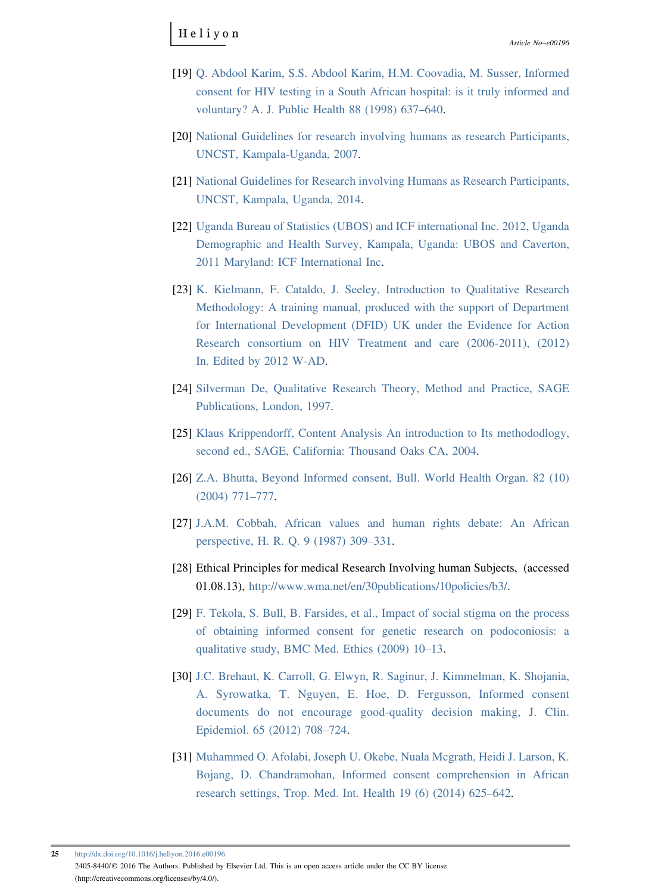[19] Q. Abdool Karim, S.S. Abdool Karim, H.M. Coovadia, M. Susser, Informed consent for HIV testing in a South African hospital: is it truly informed and voluntary? A. J. Public Health 88 (1998) 637–640.

[20] National Guidelines for research involving humans as research Participants, UNCST, Kampala-Uganda, 2007.

[21] National Guidelines for Research involving Humans as Research Participants, UNCST, Kampala, Uganda, 2014.

[22] Uganda Bureau of Statistics (UBOS) and ICF international Inc. 2012, Uganda Demographic and Health Survey, Kampala, Uganda: UBOS and Caverton, 2011 Maryland: ICF International Inc.

[23] K. Kielmann, F. Cataldo, J. Seeley, Introduction to Qualitative Research Methodology: A training manual, produced with the support of Department for International Development (DFID) UK under the Evidence for Action Research consortium on HIV Treatment and care (2006-2011), (2012) In. Edited by 2012 W-AD.

[24] Silverman De, Qualitative Research Theory, Method and Practice, SAGE Publications, London, 1997.

[25] Klaus Krippendorff, Content Analysis An introduction to Its methododlogy, second ed., SAGE, California: Thousand Oaks CA, 2004.

[26] Z.A. Bhutta, Beyond Informed consent, Bull. World Health Organ. 82 (10) (2004) 771–777.

[27] J.A.M. Cobbah, African values and human rights debate: An African perspective, H. R. Q. 9 (1987) 309–331.

[28] Ethical Principles for medical Research Involving human Subjects, (accessed 01.08.13), http://www.wma.net/en/30publications/10policies/b3/.

[29] F. Tekola, S. Bull, B. Farsides, et al., Impact of social stigma on the process of obtaining informed consent for genetic research on podoconiosis: a qualitative study, BMC Med. Ethics (2009) 10–13.

[30] J.C. Brehaut, K. Carroll, G. Elwyn, R. Saginur, J. Kimmelman, K. Shojania, A. Syrowatka, T. Nguyen, E. Hoe, D. Fergusson, Informed consent documents do not encourage good-quality decision making, J. Clin. Epidemiol. 65 (2012) 708–724.

[31] Muhammed O. Afolabi, Joseph U. Okebe, Nuala Mcgrath, Heidi J. Larson, K. Bojang, D. Chandramohan, Informed consent comprehension in African research settings, Trop. Med. Int. Health 19 (6) (2014) 625–642.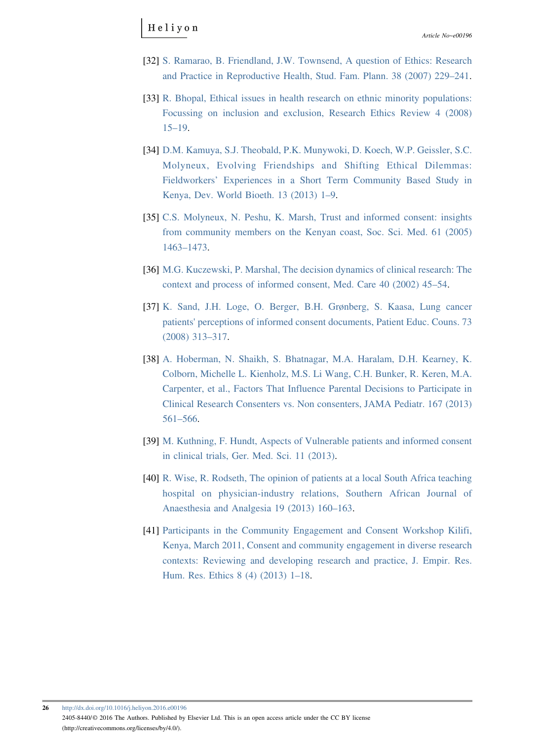[32] S. Ramarao, B. Friendland, J.W. Townsend, A question of Ethics: Research and Practice in Reproductive Health, Stud. Fam. Plann. 38 (2007) 229–241.

[33] R. Bhopal, Ethical issues in health research on ethnic minority populations: Focussing on inclusion and exclusion, Research Ethics Review 4 (2008) 15–19.

[34] D.M. Kamuya, S.J. Theobald, P.K. Munywoki, D. Koech, W.P. Geissler, S.C. Molyneux, Evolving Friendships and Shifting Ethical Dilemmas: Fieldworkers' Experiences in a Short Term Community Based Study in Kenya, Dev. World Bioeth. 13 (2013) 1–9.

[35] C.S. Molyneux, N. Peshu, K. Marsh, Trust and informed consent: insights from community members on the Kenyan coast, Soc. Sci. Med. 61 (2005) 1463–1473.

[36] M.G. Kuczewski, P. Marshal, The decision dynamics of clinical research: The context and process of informed consent, Med. Care 40 (2002) 45–54.

[37] K. Sand, J.H. Loge, O. Berger, B.H. Grønberg, S. Kaasa, Lung cancer patients' perceptions of informed consent documents, Patient Educ. Couns. 73 (2008) 313–317.

[38] A. Hoberman, N. Shaikh, S. Bhatnagar, M.A. Haralam, D.H. Kearney, K. Colborn, Michelle L. Kienholz, M.S. Li Wang, C.H. Bunker, R. Keren, M.A. Carpenter, et al., Factors That Influence Parental Decisions to Participate in Clinical Research Consenters vs. Non consenters, JAMA Pediatr. 167 (2013) 561–566.

[39] M. Kuthning, F. Hundt, Aspects of Vulnerable patients and informed consent in clinical trials, Ger. Med. Sci. 11 (2013).

[40] R. Wise, R. Rodseth, The opinion of patients at a local South Africa teaching hospital on physician-industry relations, Southern African Journal of Anaesthesia and Analgesia 19 (2013) 160–163.

[41] Participants in the Community Engagement and Consent Workshop Kilifi, Kenya, March 2011, Consent and community engagement in diverse research contexts: Reviewing and developing research and practice, J. Empir. Res. Hum. Res. Ethics 8 (4) (2013) 1–18.